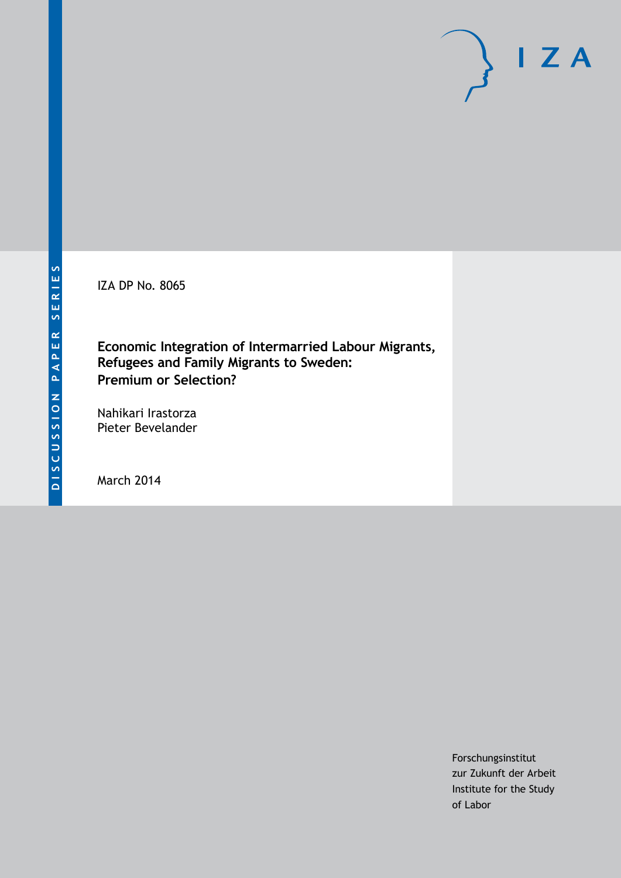DISCUSSION PAPER SERIES

IZA DP No. 8065

# Economic Integration of Intermarried Labour Migrants, Refugees and Family Migrants to Sweden: Premium or Selection?

Nahikari Irastorza
Pieter Bevelander

March 2014

Forschungsinstitut
zur Zukunft der Arbeit
Institute for the Study
of Labor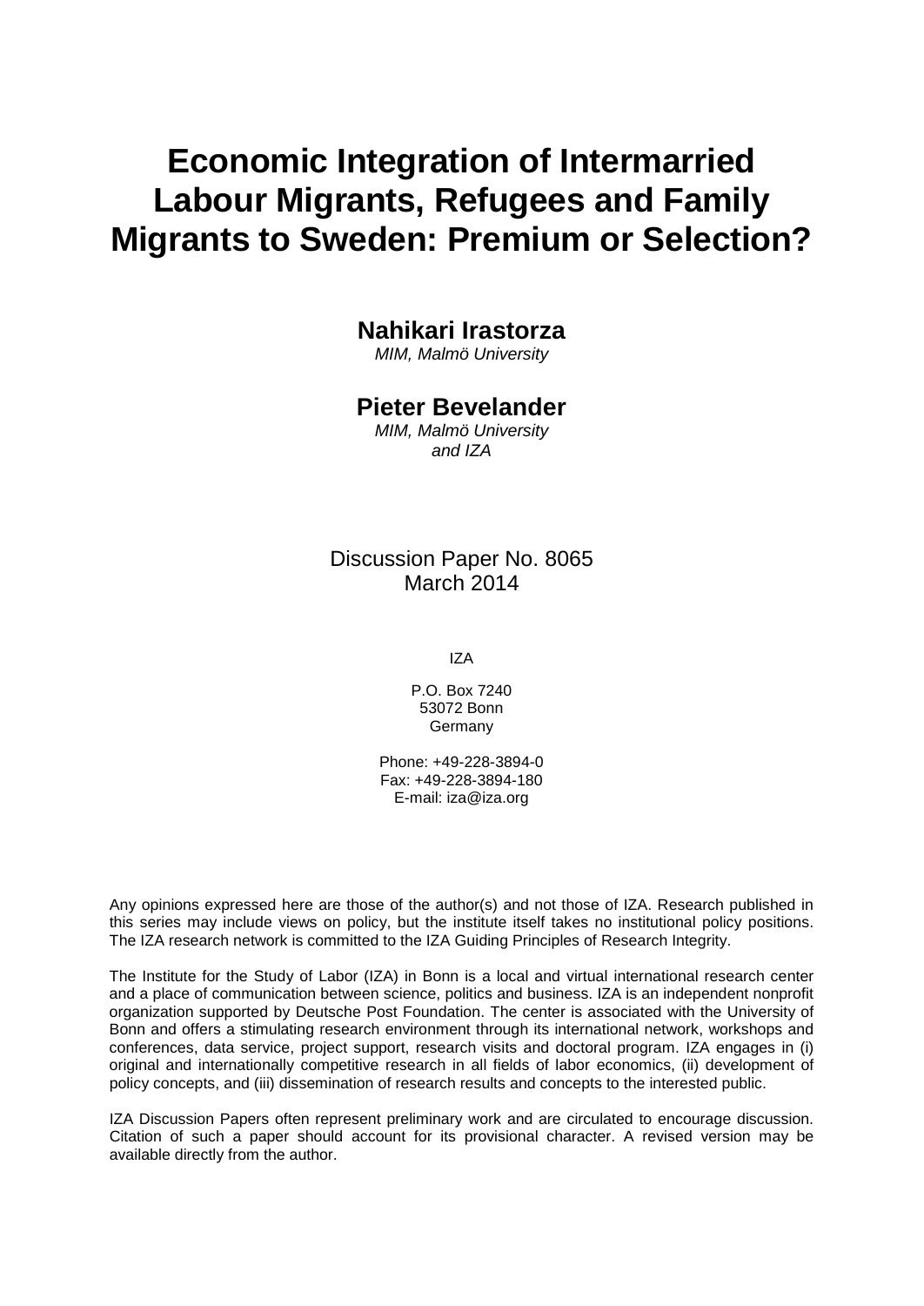# Economic Integration of Intermarried Labour Migrants, Refugees and Family Migrants to Sweden: Premium or Selection?

**Nahikari Irastorza**
*MIM, Malmö University*

**Pieter Bevelander**
*MIM, Malmö University and IZA*

Discussion Paper No. 8065
March 2014

IZA

P.O. Box 7240
53072 Bonn
Germany

Phone: +49-228-3894-0
Fax: +49-228-3894-180
E-mail: iza@iza.org

Any opinions expressed here are those of the author(s) and not those of IZA. Research published in this series may include views on policy, but the institute itself takes no institutional policy positions. The IZA research network is committed to the IZA Guiding Principles of Research Integrity.

The Institute for the Study of Labor (IZA) in Bonn is a local and virtual international research center and a place of communication between science, politics and business. IZA is an independent nonprofit organization supported by Deutsche Post Foundation. The center is associated with the University of Bonn and offers a stimulating research environment through its international network, workshops and conferences, data service, project support, research visits and doctoral program. IZA engages in (i) original and internationally competitive research in all fields of labor economics, (ii) development of policy concepts, and (iii) dissemination of research results and concepts to the interested public.

IZA Discussion Papers often represent preliminary work and are circulated to encourage discussion. Citation of such a paper should account for its provisional character. A revised version may be available directly from the author.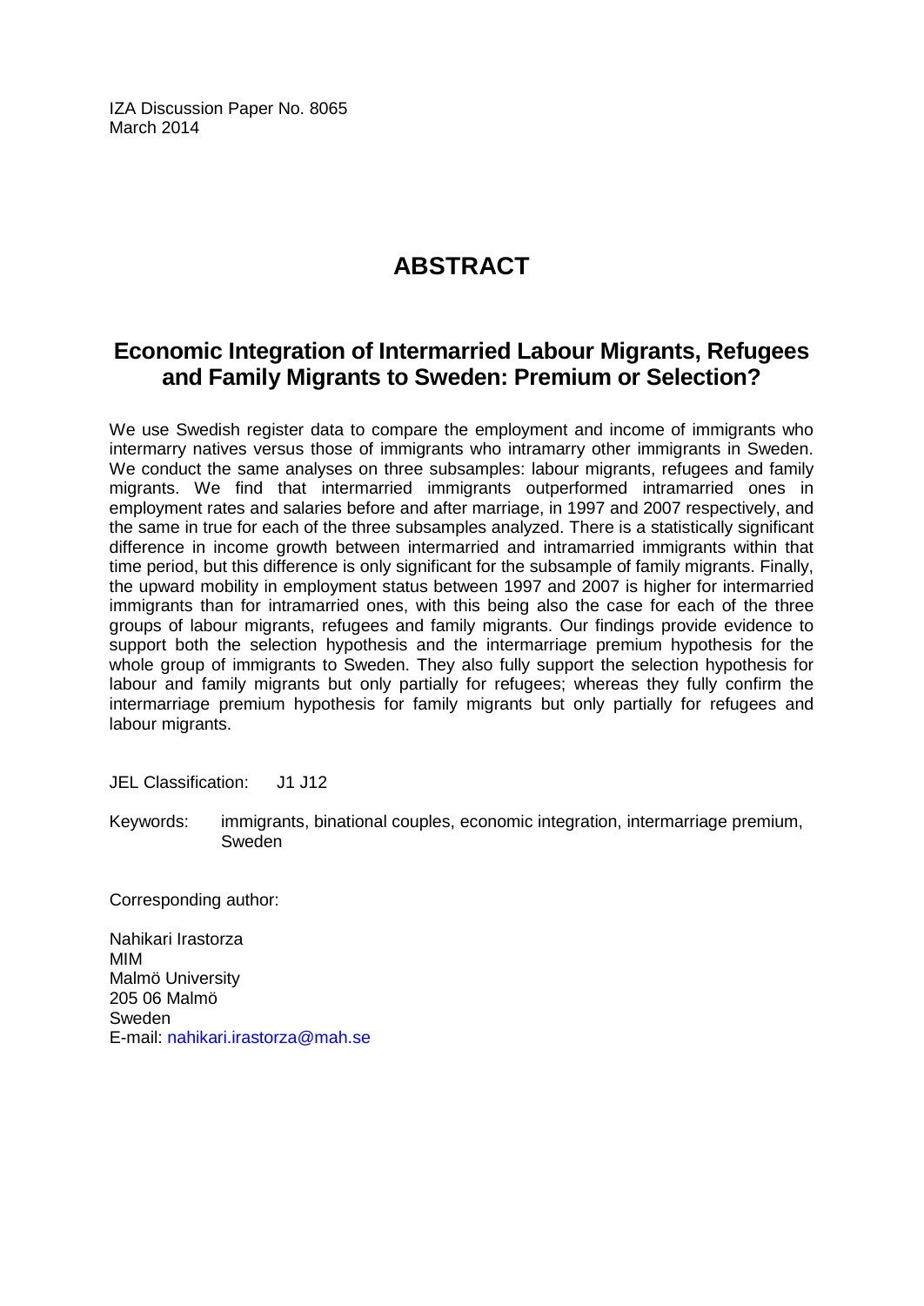IZA Discussion Paper No. 8065
March 2014

# ABSTRACT

## Economic Integration of Intermarried Labour Migrants, Refugees and Family Migrants to Sweden: Premium or Selection?

We use Swedish register data to compare the employment and income of immigrants who intermarry natives versus those of immigrants who intramarry other immigrants in Sweden. We conduct the same analyses on three subsamples: labour migrants, refugees and family migrants. We find that intermarried immigrants outperformed intramarried ones in employment rates and salaries before and after marriage, in 1997 and 2007 respectively, and the same in true for each of the three subsamples analyzed. There is a statistically significant difference in income growth between intermarried and intramarried immigrants within that time period, but this difference is only significant for the subsample of family migrants. Finally, the upward mobility in employment status between 1997 and 2007 is higher for intermarried immigrants than for intramarried ones, with this being also the case for each of the three groups of labour migrants, refugees and family migrants. Our findings provide evidence to support both the selection hypothesis and the intermarriage premium hypothesis for the whole group of immigrants to Sweden. They also fully support the selection hypothesis for labour and family migrants but only partially for refugees; whereas they fully confirm the intermarriage premium hypothesis for family migrants but only partially for refugees and labour migrants.

JEL Classification: J1 J12

Keywords: immigrants, binational couples, economic integration, intermarriage premium, Sweden

Corresponding author:

Nahikari Irastorza
MIM
Malmö University
205 06 Malmö
Sweden
E-mail: nahikari.irastorza@mah.se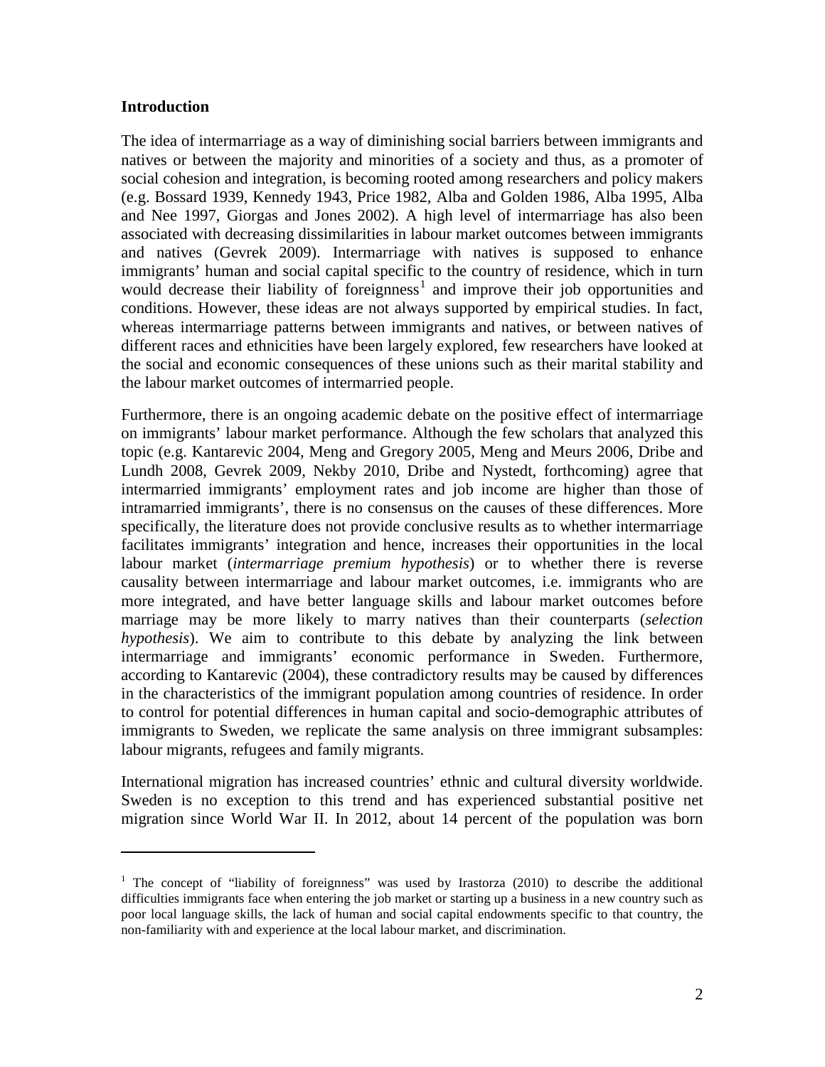## Introduction

The idea of intermarriage as a way of diminishing social barriers between immigrants and natives or between the majority and minorities of a society and thus, as a promoter of social cohesion and integration, is becoming rooted among researchers and policy makers (e.g. Bossard 1939, Kennedy 1943, Price 1982, Alba and Golden 1986, Alba 1995, Alba and Nee 1997, Giorgas and Jones 2002). A high level of intermarriage has also been associated with decreasing dissimilarities in labour market outcomes between immigrants and natives (Gevrek 2009). Intermarriage with natives is supposed to enhance immigrants' human and social capital specific to the country of residence, which in turn would decrease their liability of foreignness[1] and improve their job opportunities and conditions. However, these ideas are not always supported by empirical studies. In fact, whereas intermarriage patterns between immigrants and natives, or between natives of different races and ethnicities have been largely explored, few researchers have looked at the social and economic consequences of these unions such as their marital stability and the labour market outcomes of intermarried people.

Furthermore, there is an ongoing academic debate on the positive effect of intermarriage on immigrants' labour market performance. Although the few scholars that analyzed this topic (e.g. Kantarevic 2004, Meng and Gregory 2005, Meng and Meurs 2006, Dribe and Lundh 2008, Gevrek 2009, Nekby 2010, Dribe and Nystedt, forthcoming) agree that intermarried immigrants' employment rates and job income are higher than those of intramarried immigrants', there is no consensus on the causes of these differences. More specifically, the literature does not provide conclusive results as to whether intermarriage facilitates immigrants' integration and hence, increases their opportunities in the local labour market (*intermarriage premium hypothesis*) or to whether there is reverse causality between intermarriage and labour market outcomes, i.e. immigrants who are more integrated, and have better language skills and labour market outcomes before marriage may be more likely to marry natives than their counterparts (*selection hypothesis*). We aim to contribute to this debate by analyzing the link between intermarriage and immigrants' economic performance in Sweden. Furthermore, according to Kantarevic (2004), these contradictory results may be caused by differences in the characteristics of the immigrant population among countries of residence. In order to control for potential differences in human capital and socio-demographic attributes of immigrants to Sweden, we replicate the same analysis on three immigrant subsamples: labour migrants, refugees and family migrants.

International migration has increased countries' ethnic and cultural diversity worldwide. Sweden is no exception to this trend and has experienced substantial positive net migration since World War II. In 2012, about 14 percent of the population was born

[1] The concept of "liability of foreignness" was used by Irastorza (2010) to describe the additional difficulties immigrants face when entering the job market or starting up a business in a new country such as poor local language skills, the lack of human and social capital endowments specific to that country, the non-familiarity with and experience at the local labour market, and discrimination.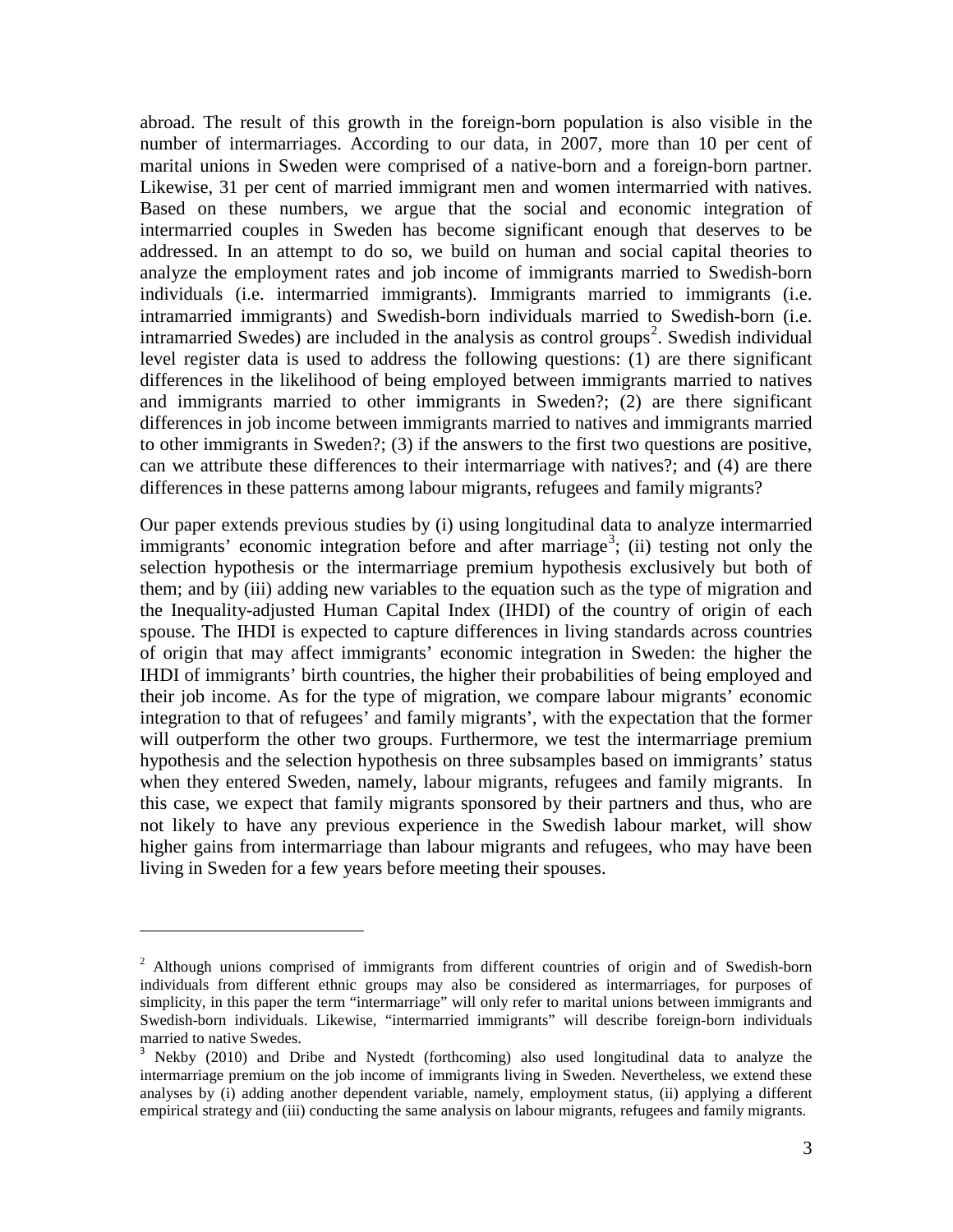abroad. The result of this growth in the foreign-born population is also visible in the number of intermarriages. According to our data, in 2007, more than 10 per cent of marital unions in Sweden were comprised of a native-born and a foreign-born partner. Likewise, 31 per cent of married immigrant men and women intermarried with natives. Based on these numbers, we argue that the social and economic integration of intermarried couples in Sweden has become significant enough that deserves to be addressed. In an attempt to do so, we build on human and social capital theories to analyze the employment rates and job income of immigrants married to Swedish-born individuals (i.e. intermarried immigrants). Immigrants married to immigrants (i.e. intramarried immigrants) and Swedish-born individuals married to Swedish-born (i.e. intramarried Swedes) are included in the analysis as control groups[2]. Swedish individual level register data is used to address the following questions: (1) are there significant differences in the likelihood of being employed between immigrants married to natives and immigrants married to other immigrants in Sweden?; (2) are there significant differences in job income between immigrants married to natives and immigrants married to other immigrants in Sweden?; (3) if the answers to the first two questions are positive, can we attribute these differences to their intermarriage with natives?; and (4) are there differences in these patterns among labour migrants, refugees and family migrants?

Our paper extends previous studies by (i) using longitudinal data to analyze intermarried immigrants' economic integration before and after marriage[3]; (ii) testing not only the selection hypothesis or the intermarriage premium hypothesis exclusively but both of them; and by (iii) adding new variables to the equation such as the type of migration and the Inequality-adjusted Human Capital Index (IHDI) of the country of origin of each spouse. The IHDI is expected to capture differences in living standards across countries of origin that may affect immigrants' economic integration in Sweden: the higher the IHDI of immigrants' birth countries, the higher their probabilities of being employed and their job income. As for the type of migration, we compare labour migrants' economic integration to that of refugees' and family migrants', with the expectation that the former will outperform the other two groups. Furthermore, we test the intermarriage premium hypothesis and the selection hypothesis on three subsamples based on immigrants' status when they entered Sweden, namely, labour migrants, refugees and family migrants. In this case, we expect that family migrants sponsored by their partners and thus, who are not likely to have any previous experience in the Swedish labour market, will show higher gains from intermarriage than labour migrants and refugees, who may have been living in Sweden for a few years before meeting their spouses.

---

[2] Although unions comprised of immigrants from different countries of origin and of Swedish-born individuals from different ethnic groups may also be considered as intermarriages, for purposes of simplicity, in this paper the term "intermarriage" will only refer to marital unions between immigrants and Swedish-born individuals. Likewise, "intermarried immigrants" will describe foreign-born individuals married to native Swedes.

[3] Nekby (2010) and Dribe and Nystedt (forthcoming) also used longitudinal data to analyze the intermarriage premium on the job income of immigrants living in Sweden. Nevertheless, we extend these analyses by (i) adding another dependent variable, namely, employment status, (ii) applying a different empirical strategy and (iii) conducting the same analysis on labour migrants, refugees and family migrants.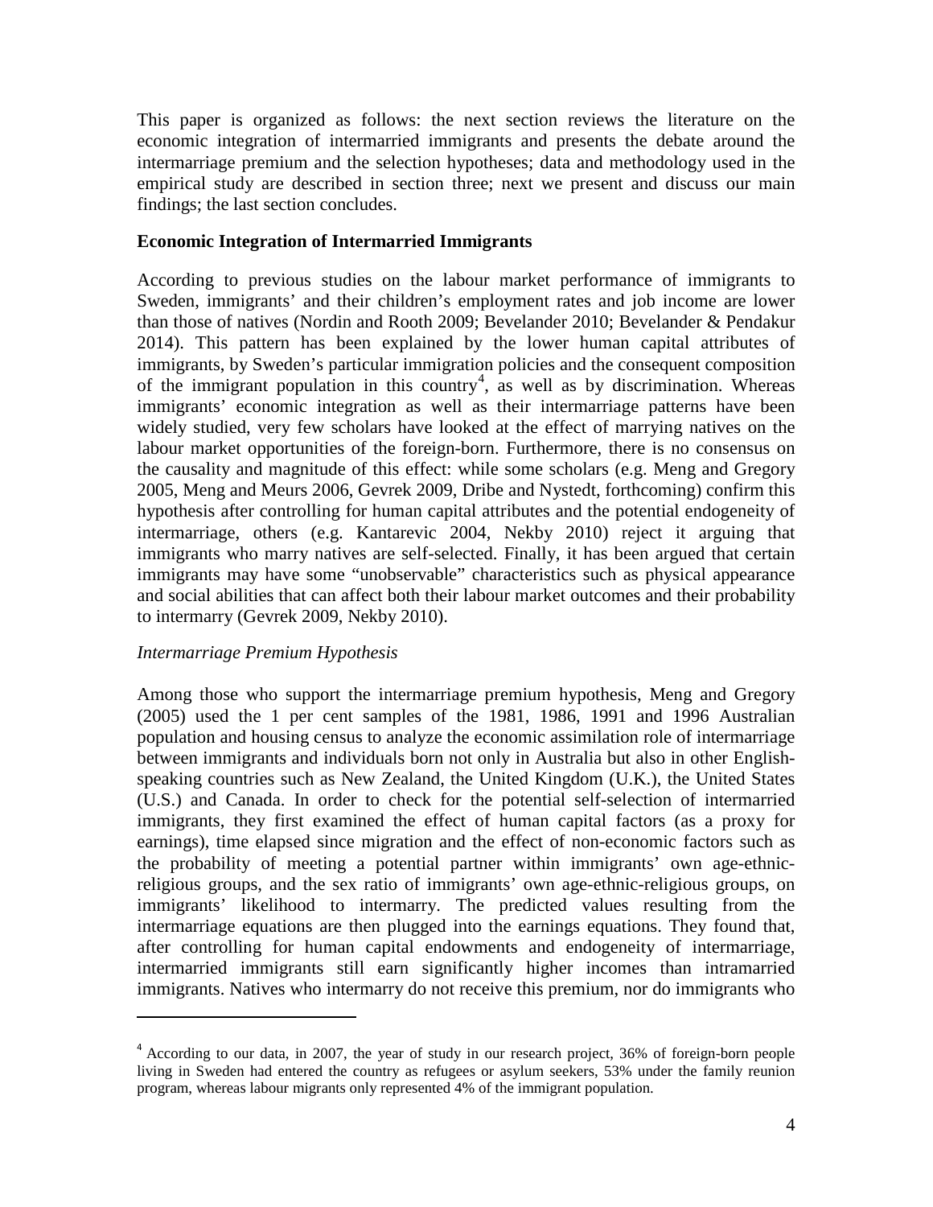This paper is organized as follows: the next section reviews the literature on the economic integration of intermarried immigrants and presents the debate around the intermarriage premium and the selection hypotheses; data and methodology used in the empirical study are described in section three; next we present and discuss our main findings; the last section concludes.

## Economic Integration of Intermarried Immigrants

According to previous studies on the labour market performance of immigrants to Sweden, immigrants' and their children's employment rates and job income are lower than those of natives (Nordin and Rooth 2009; Bevelander 2010; Bevelander & Pendakur 2014). This pattern has been explained by the lower human capital attributes of immigrants, by Sweden's particular immigration policies and the consequent composition of the immigrant population in this country[4], as well as by discrimination. Whereas immigrants' economic integration as well as their intermarriage patterns have been widely studied, very few scholars have looked at the effect of marrying natives on the labour market opportunities of the foreign-born. Furthermore, there is no consensus on the causality and magnitude of this effect: while some scholars (e.g. Meng and Gregory 2005, Meng and Meurs 2006, Gevrek 2009, Dribe and Nystedt, forthcoming) confirm this hypothesis after controlling for human capital attributes and the potential endogeneity of intermarriage, others (e.g. Kantarevic 2004, Nekby 2010) reject it arguing that immigrants who marry natives are self-selected. Finally, it has been argued that certain immigrants may have some "unobservable" characteristics such as physical appearance and social abilities that can affect both their labour market outcomes and their probability to intermarry (Gevrek 2009, Nekby 2010).

### *Intermarriage Premium Hypothesis*

Among those who support the intermarriage premium hypothesis, Meng and Gregory (2005) used the 1 per cent samples of the 1981, 1986, 1991 and 1996 Australian population and housing census to analyze the economic assimilation role of intermarriage between immigrants and individuals born not only in Australia but also in other English-speaking countries such as New Zealand, the United Kingdom (U.K.), the United States (U.S.) and Canada. In order to check for the potential self-selection of intermarried immigrants, they first examined the effect of human capital factors (as a proxy for earnings), time elapsed since migration and the effect of non-economic factors such as the probability of meeting a potential partner within immigrants' own age-ethnic-religious groups, and the sex ratio of immigrants' own age-ethnic-religious groups, on immigrants' likelihood to intermarry. The predicted values resulting from the intermarriage equations are then plugged into the earnings equations. They found that, after controlling for human capital endowments and endogeneity of intermarriage, intermarried immigrants still earn significantly higher incomes than intramarried immigrants. Natives who intermarry do not receive this premium, nor do immigrants who

---

[4] According to our data, in 2007, the year of study in our research project, 36% of foreign-born people living in Sweden had entered the country as refugees or asylum seekers, 53% under the family reunion program, whereas labour migrants only represented 4% of the immigrant population.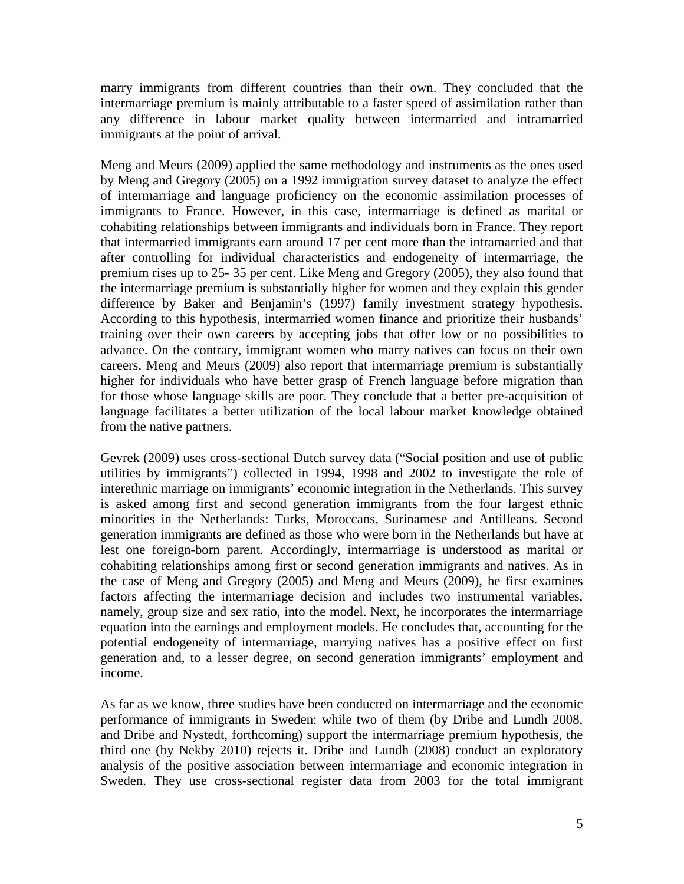marry immigrants from different countries than their own. They concluded that the intermarriage premium is mainly attributable to a faster speed of assimilation rather than any difference in labour market quality between intermarried and intramarried immigrants at the point of arrival.

Meng and Meurs (2009) applied the same methodology and instruments as the ones used by Meng and Gregory (2005) on a 1992 immigration survey dataset to analyze the effect of intermarriage and language proficiency on the economic assimilation processes of immigrants to France. However, in this case, intermarriage is defined as marital or cohabiting relationships between immigrants and individuals born in France. They report that intermarried immigrants earn around 17 per cent more than the intramarried and that after controlling for individual characteristics and endogeneity of intermarriage, the premium rises up to 25- 35 per cent. Like Meng and Gregory (2005), they also found that the intermarriage premium is substantially higher for women and they explain this gender difference by Baker and Benjamin's (1997) family investment strategy hypothesis. According to this hypothesis, intermarried women finance and prioritize their husbands' training over their own careers by accepting jobs that offer low or no possibilities to advance. On the contrary, immigrant women who marry natives can focus on their own careers. Meng and Meurs (2009) also report that intermarriage premium is substantially higher for individuals who have better grasp of French language before migration than for those whose language skills are poor. They conclude that a better pre-acquisition of language facilitates a better utilization of the local labour market knowledge obtained from the native partners.

Gevrek (2009) uses cross-sectional Dutch survey data ("Social position and use of public utilities by immigrants") collected in 1994, 1998 and 2002 to investigate the role of interethnic marriage on immigrants' economic integration in the Netherlands. This survey is asked among first and second generation immigrants from the four largest ethnic minorities in the Netherlands: Turks, Moroccans, Surinamese and Antilleans. Second generation immigrants are defined as those who were born in the Netherlands but have at lest one foreign-born parent. Accordingly, intermarriage is understood as marital or cohabiting relationships among first or second generation immigrants and natives. As in the case of Meng and Gregory (2005) and Meng and Meurs (2009), he first examines factors affecting the intermarriage decision and includes two instrumental variables, namely, group size and sex ratio, into the model. Next, he incorporates the intermarriage equation into the earnings and employment models. He concludes that, accounting for the potential endogeneity of intermarriage, marrying natives has a positive effect on first generation and, to a lesser degree, on second generation immigrants' employment and income.

As far as we know, three studies have been conducted on intermarriage and the economic performance of immigrants in Sweden: while two of them (by Dribe and Lundh 2008, and Dribe and Nystedt, forthcoming) support the intermarriage premium hypothesis, the third one (by Nekby 2010) rejects it. Dribe and Lundh (2008) conduct an exploratory analysis of the positive association between intermarriage and economic integration in Sweden. They use cross-sectional register data from 2003 for the total immigrant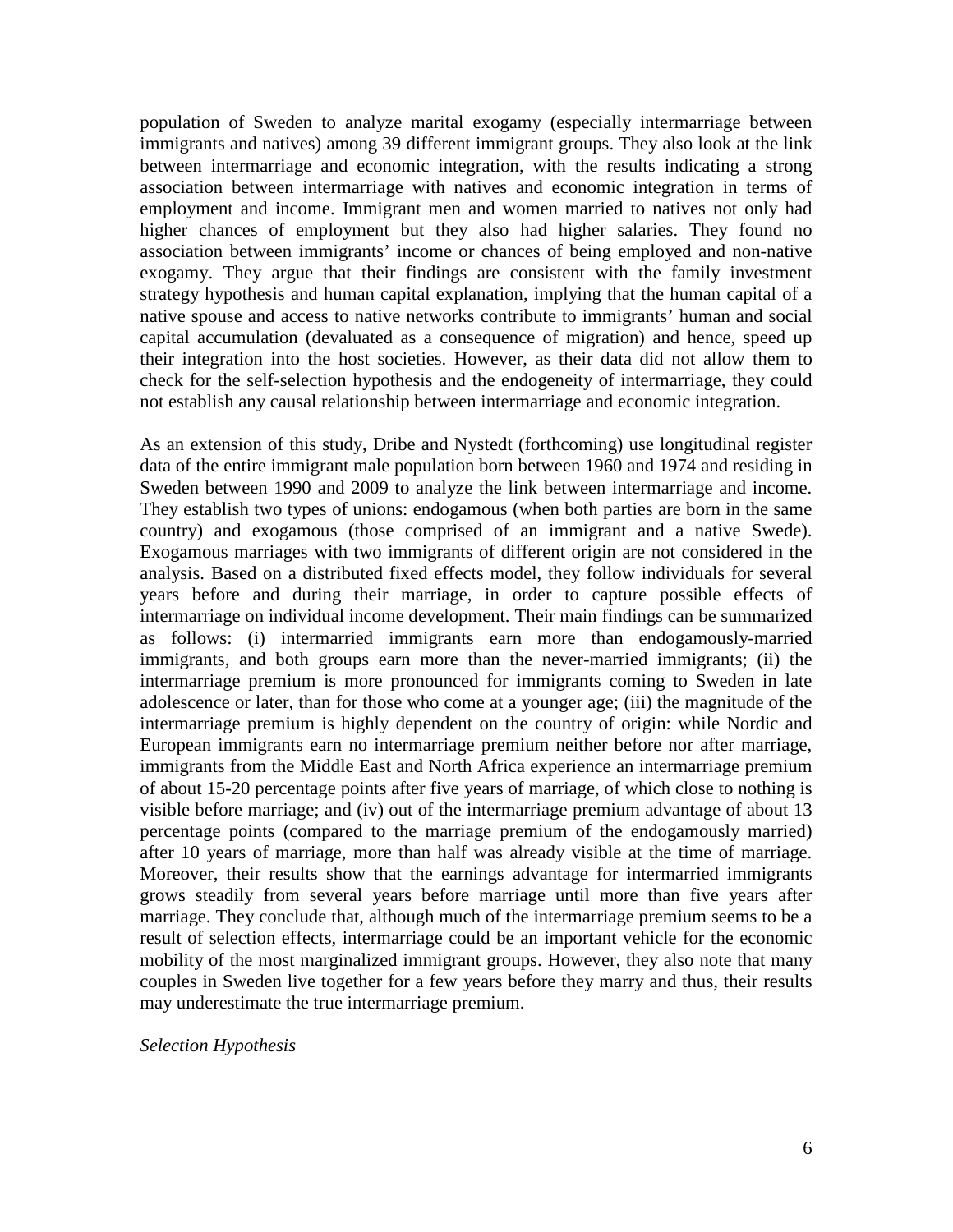population of Sweden to analyze marital exogamy (especially intermarriage between immigrants and natives) among 39 different immigrant groups. They also look at the link between intermarriage and economic integration, with the results indicating a strong association between intermarriage with natives and economic integration in terms of employment and income. Immigrant men and women married to natives not only had higher chances of employment but they also had higher salaries. They found no association between immigrants' income or chances of being employed and non-native exogamy. They argue that their findings are consistent with the family investment strategy hypothesis and human capital explanation, implying that the human capital of a native spouse and access to native networks contribute to immigrants' human and social capital accumulation (devaluated as a consequence of migration) and hence, speed up their integration into the host societies. However, as their data did not allow them to check for the self-selection hypothesis and the endogeneity of intermarriage, they could not establish any causal relationship between intermarriage and economic integration.

As an extension of this study, Dribe and Nystedt (forthcoming) use longitudinal register data of the entire immigrant male population born between 1960 and 1974 and residing in Sweden between 1990 and 2009 to analyze the link between intermarriage and income. They establish two types of unions: endogamous (when both parties are born in the same country) and exogamous (those comprised of an immigrant and a native Swede). Exogamous marriages with two immigrants of different origin are not considered in the analysis. Based on a distributed fixed effects model, they follow individuals for several years before and during their marriage, in order to capture possible effects of intermarriage on individual income development. Their main findings can be summarized as follows: (i) intermarried immigrants earn more than endogamously-married immigrants, and both groups earn more than the never-married immigrants; (ii) the intermarriage premium is more pronounced for immigrants coming to Sweden in late adolescence or later, than for those who come at a younger age; (iii) the magnitude of the intermarriage premium is highly dependent on the country of origin: while Nordic and European immigrants earn no intermarriage premium neither before nor after marriage, immigrants from the Middle East and North Africa experience an intermarriage premium of about 15-20 percentage points after five years of marriage, of which close to nothing is visible before marriage; and (iv) out of the intermarriage premium advantage of about 13 percentage points (compared to the marriage premium of the endogamously married) after 10 years of marriage, more than half was already visible at the time of marriage. Moreover, their results show that the earnings advantage for intermarried immigrants grows steadily from several years before marriage until more than five years after marriage. They conclude that, although much of the intermarriage premium seems to be a result of selection effects, intermarriage could be an important vehicle for the economic mobility of the most marginalized immigrant groups. However, they also note that many couples in Sweden live together for a few years before they marry and thus, their results may underestimate the true intermarriage premium.

*Selection Hypothesis*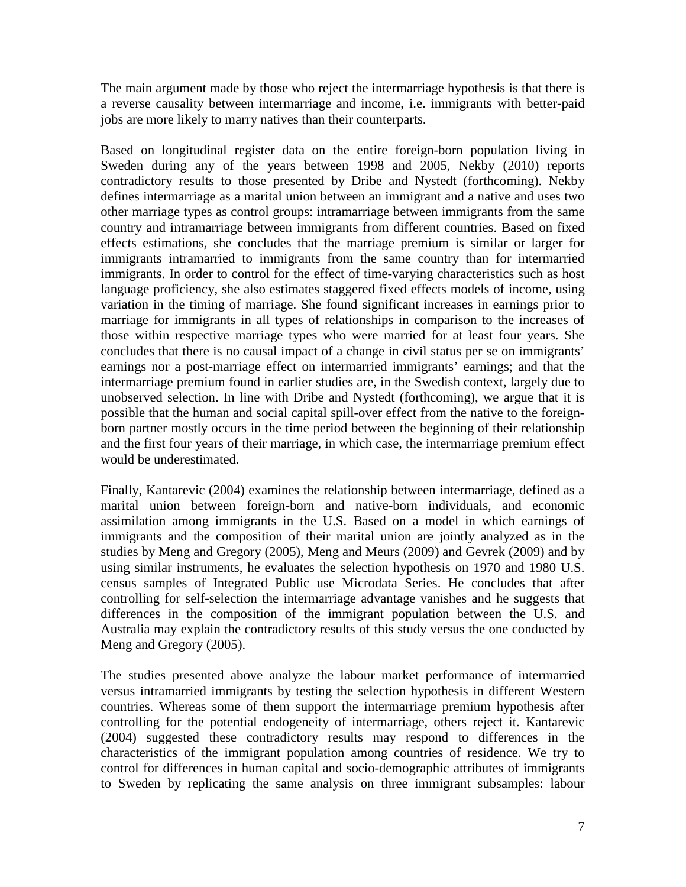The main argument made by those who reject the intermarriage hypothesis is that there is a reverse causality between intermarriage and income, i.e. immigrants with better-paid jobs are more likely to marry natives than their counterparts.

Based on longitudinal register data on the entire foreign-born population living in Sweden during any of the years between 1998 and 2005, Nekby (2010) reports contradictory results to those presented by Dribe and Nystedt (forthcoming). Nekby defines intermarriage as a marital union between an immigrant and a native and uses two other marriage types as control groups: intramarriage between immigrants from the same country and intramarriage between immigrants from different countries. Based on fixed effects estimations, she concludes that the marriage premium is similar or larger for immigrants intramarried to immigrants from the same country than for intermarried immigrants. In order to control for the effect of time-varying characteristics such as host language proficiency, she also estimates staggered fixed effects models of income, using variation in the timing of marriage. She found significant increases in earnings prior to marriage for immigrants in all types of relationships in comparison to the increases of those within respective marriage types who were married for at least four years. She concludes that there is no causal impact of a change in civil status per se on immigrants' earnings nor a post-marriage effect on intermarried immigrants' earnings; and that the intermarriage premium found in earlier studies are, in the Swedish context, largely due to unobserved selection. In line with Dribe and Nystedt (forthcoming), we argue that it is possible that the human and social capital spill-over effect from the native to the foreign-born partner mostly occurs in the time period between the beginning of their relationship and the first four years of their marriage, in which case, the intermarriage premium effect would be underestimated.

Finally, Kantarevic (2004) examines the relationship between intermarriage, defined as a marital union between foreign-born and native-born individuals, and economic assimilation among immigrants in the U.S. Based on a model in which earnings of immigrants and the composition of their marital union are jointly analyzed as in the studies by Meng and Gregory (2005), Meng and Meurs (2009) and Gevrek (2009) and by using similar instruments, he evaluates the selection hypothesis on 1970 and 1980 U.S. census samples of Integrated Public use Microdata Series. He concludes that after controlling for self-selection the intermarriage advantage vanishes and he suggests that differences in the composition of the immigrant population between the U.S. and Australia may explain the contradictory results of this study versus the one conducted by Meng and Gregory (2005).

The studies presented above analyze the labour market performance of intermarried versus intramarried immigrants by testing the selection hypothesis in different Western countries. Whereas some of them support the intermarriage premium hypothesis after controlling for the potential endogeneity of intermarriage, others reject it. Kantarevic (2004) suggested these contradictory results may respond to differences in the characteristics of the immigrant population among countries of residence. We try to control for differences in human capital and socio-demographic attributes of immigrants to Sweden by replicating the same analysis on three immigrant subsamples: labour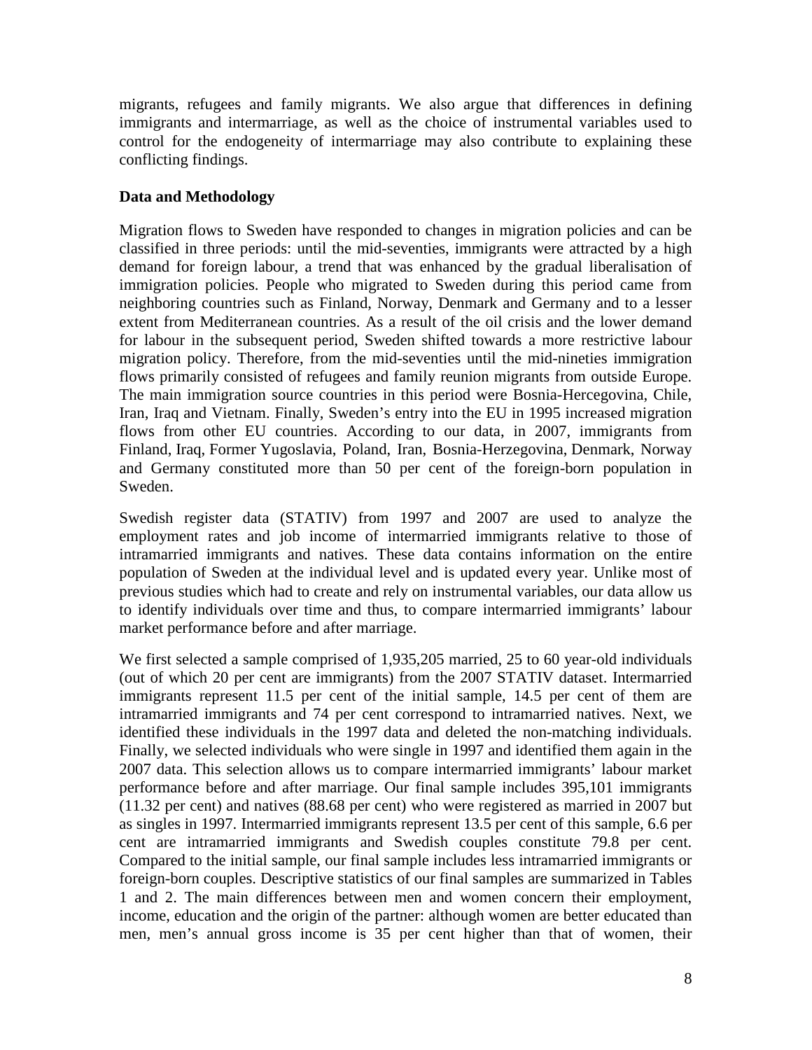migrants, refugees and family migrants. We also argue that differences in defining immigrants and intermarriage, as well as the choice of instrumental variables used to control for the endogeneity of intermarriage may also contribute to explaining these conflicting findings.

**Data and Methodology**

Migration flows to Sweden have responded to changes in migration policies and can be classified in three periods: until the mid-seventies, immigrants were attracted by a high demand for foreign labour, a trend that was enhanced by the gradual liberalisation of immigration policies. People who migrated to Sweden during this period came from neighboring countries such as Finland, Norway, Denmark and Germany and to a lesser extent from Mediterranean countries. As a result of the oil crisis and the lower demand for labour in the subsequent period, Sweden shifted towards a more restrictive labour migration policy. Therefore, from the mid-seventies until the mid-nineties immigration flows primarily consisted of refugees and family reunion migrants from outside Europe. The main immigration source countries in this period were Bosnia-Hercegovina, Chile, Iran, Iraq and Vietnam. Finally, Sweden's entry into the EU in 1995 increased migration flows from other EU countries. According to our data, in 2007, immigrants from Finland, Iraq, Former Yugoslavia, Poland, Iran, Bosnia-Herzegovina, Denmark, Norway and Germany constituted more than 50 per cent of the foreign-born population in Sweden.

Swedish register data (STATIV) from 1997 and 2007 are used to analyze the employment rates and job income of intermarried immigrants relative to those of intramarried immigrants and natives. These data contains information on the entire population of Sweden at the individual level and is updated every year. Unlike most of previous studies which had to create and rely on instrumental variables, our data allow us to identify individuals over time and thus, to compare intermarried immigrants' labour market performance before and after marriage.

We first selected a sample comprised of 1,935,205 married, 25 to 60 year-old individuals (out of which 20 per cent are immigrants) from the 2007 STATIV dataset. Intermarried immigrants represent 11.5 per cent of the initial sample, 14.5 per cent of them are intramarried immigrants and 74 per cent correspond to intramarried natives. Next, we identified these individuals in the 1997 data and deleted the non-matching individuals. Finally, we selected individuals who were single in 1997 and identified them again in the 2007 data. This selection allows us to compare intermarried immigrants' labour market performance before and after marriage. Our final sample includes 395,101 immigrants (11.32 per cent) and natives (88.68 per cent) who were registered as married in 2007 but as singles in 1997. Intermarried immigrants represent 13.5 per cent of this sample, 6.6 per cent are intramarried immigrants and Swedish couples constitute 79.8 per cent. Compared to the initial sample, our final sample includes less intramarried immigrants or foreign-born couples. Descriptive statistics of our final samples are summarized in Tables 1 and 2. The main differences between men and women concern their employment, income, education and the origin of the partner: although women are better educated than men, men's annual gross income is 35 per cent higher than that of women, their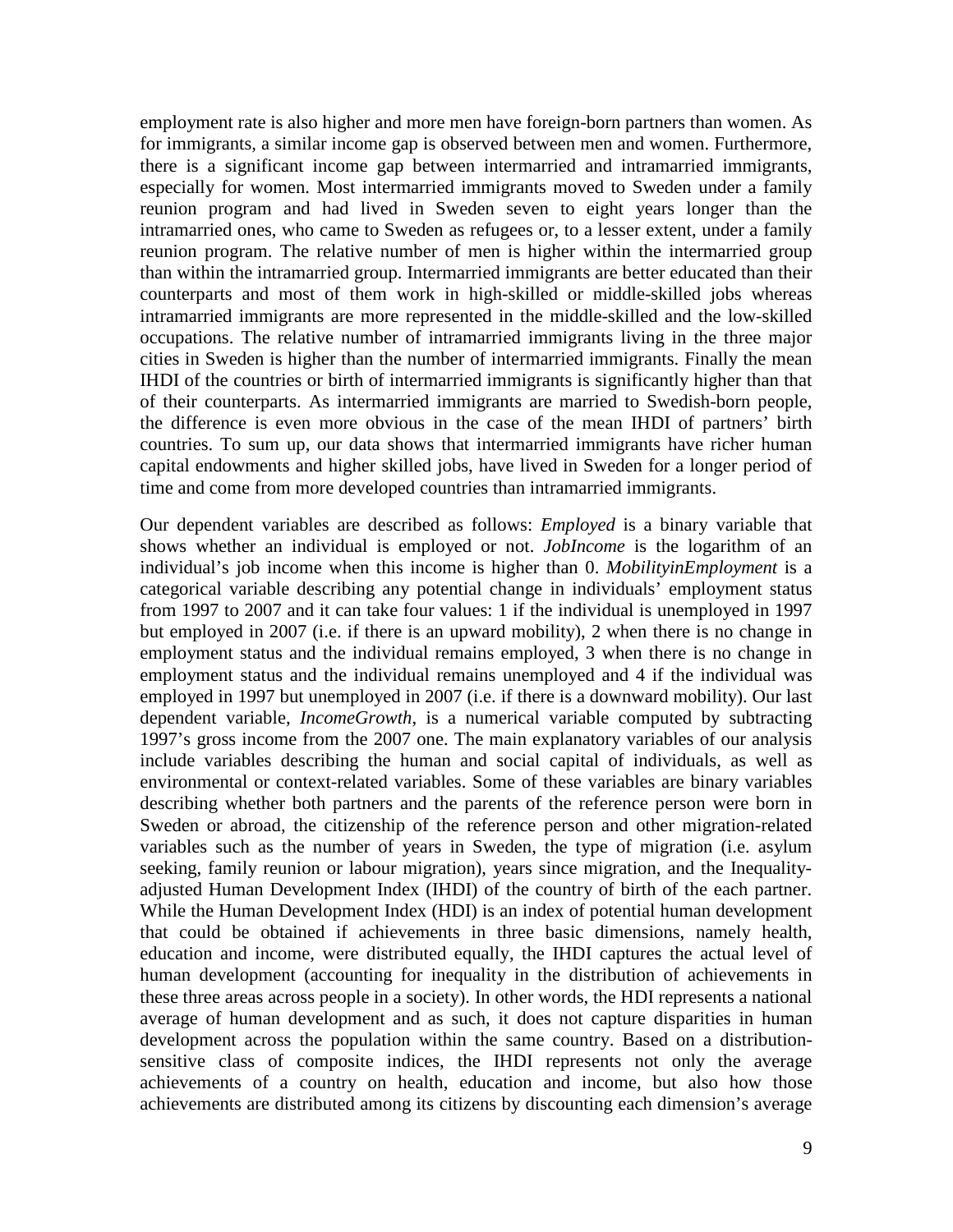employment rate is also higher and more men have foreign-born partners than women. As for immigrants, a similar income gap is observed between men and women. Furthermore, there is a significant income gap between intermarried and intramarried immigrants, especially for women. Most intermarried immigrants moved to Sweden under a family reunion program and had lived in Sweden seven to eight years longer than the intramarried ones, who came to Sweden as refugees or, to a lesser extent, under a family reunion program. The relative number of men is higher within the intermarried group than within the intramarried group. Intermarried immigrants are better educated than their counterparts and most of them work in high-skilled or middle-skilled jobs whereas intramarried immigrants are more represented in the middle-skilled and the low-skilled occupations. The relative number of intramarried immigrants living in the three major cities in Sweden is higher than the number of intermarried immigrants. Finally the mean IHDI of the countries or birth of intermarried immigrants is significantly higher than that of their counterparts. As intermarried immigrants are married to Swedish-born people, the difference is even more obvious in the case of the mean IHDI of partners' birth countries. To sum up, our data shows that intermarried immigrants have richer human capital endowments and higher skilled jobs, have lived in Sweden for a longer period of time and come from more developed countries than intramarried immigrants.

Our dependent variables are described as follows: *Employed* is a binary variable that shows whether an individual is employed or not. *JobIncome* is the logarithm of an individual's job income when this income is higher than 0. *MobilityinEmployment* is a categorical variable describing any potential change in individuals' employment status from 1997 to 2007 and it can take four values: 1 if the individual is unemployed in 1997 but employed in 2007 (i.e. if there is an upward mobility), 2 when there is no change in employment status and the individual remains employed, 3 when there is no change in employment status and the individual remains unemployed and 4 if the individual was employed in 1997 but unemployed in 2007 (i.e. if there is a downward mobility). Our last dependent variable, *IncomeGrowth*, is a numerical variable computed by subtracting 1997's gross income from the 2007 one. The main explanatory variables of our analysis include variables describing the human and social capital of individuals, as well as environmental or context-related variables. Some of these variables are binary variables describing whether both partners and the parents of the reference person were born in Sweden or abroad, the citizenship of the reference person and other migration-related variables such as the number of years in Sweden, the type of migration (i.e. asylum seeking, family reunion or labour migration), years since migration, and the Inequality-adjusted Human Development Index (IHDI) of the country of birth of the each partner. While the Human Development Index (HDI) is an index of potential human development that could be obtained if achievements in three basic dimensions, namely health, education and income, were distributed equally, the IHDI captures the actual level of human development (accounting for inequality in the distribution of achievements in these three areas across people in a society). In other words, the HDI represents a national average of human development and as such, it does not capture disparities in human development across the population within the same country. Based on a distribution-sensitive class of composite indices, the IHDI represents not only the average achievements of a country on health, education and income, but also how those achievements are distributed among its citizens by discounting each dimension's average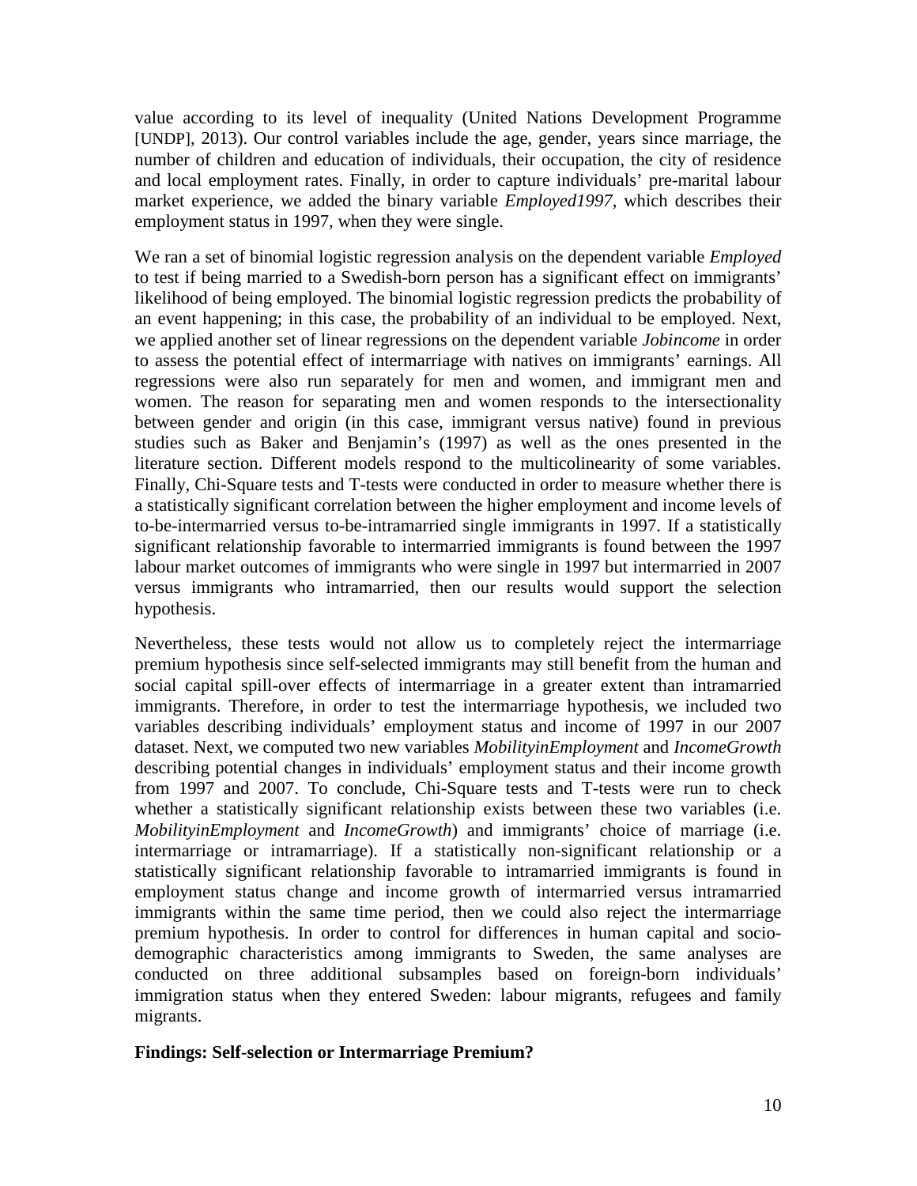value according to its level of inequality (United Nations Development Programme [UNDP], 2013). Our control variables include the age, gender, years since marriage, the number of children and education of individuals, their occupation, the city of residence and local employment rates. Finally, in order to capture individuals' pre-marital labour market experience, we added the binary variable *Employed1997*, which describes their employment status in 1997, when they were single.

We ran a set of binomial logistic regression analysis on the dependent variable *Employed* to test if being married to a Swedish-born person has a significant effect on immigrants' likelihood of being employed. The binomial logistic regression predicts the probability of an event happening; in this case, the probability of an individual to be employed. Next, we applied another set of linear regressions on the dependent variable *Jobincome* in order to assess the potential effect of intermarriage with natives on immigrants' earnings. All regressions were also run separately for men and women, and immigrant men and women. The reason for separating men and women responds to the intersectionality between gender and origin (in this case, immigrant versus native) found in previous studies such as Baker and Benjamin's (1997) as well as the ones presented in the literature section. Different models respond to the multicolinearity of some variables. Finally, Chi-Square tests and T-tests were conducted in order to measure whether there is a statistically significant correlation between the higher employment and income levels of to-be-intermarried versus to-be-intramarried single immigrants in 1997. If a statistically significant relationship favorable to intermarried immigrants is found between the 1997 labour market outcomes of immigrants who were single in 1997 but intermarried in 2007 versus immigrants who intramarried, then our results would support the selection hypothesis.

Nevertheless, these tests would not allow us to completely reject the intermarriage premium hypothesis since self-selected immigrants may still benefit from the human and social capital spill-over effects of intermarriage in a greater extent than intramarried immigrants. Therefore, in order to test the intermarriage hypothesis, we included two variables describing individuals' employment status and income of 1997 in our 2007 dataset. Next, we computed two new variables *MobilityinEmployment* and *IncomeGrowth* describing potential changes in individuals' employment status and their income growth from 1997 and 2007. To conclude, Chi-Square tests and T-tests were run to check whether a statistically significant relationship exists between these two variables (i.e. *MobilityinEmployment* and *IncomeGrowth*) and immigrants' choice of marriage (i.e. intermarriage or intramarriage). If a statistically non-significant relationship or a statistically significant relationship favorable to intramarried immigrants is found in employment status change and income growth of intermarried versus intramarried immigrants within the same time period, then we could also reject the intermarriage premium hypothesis. In order to control for differences in human capital and socio-demographic characteristics among immigrants to Sweden, the same analyses are conducted on three additional subsamples based on foreign-born individuals' immigration status when they entered Sweden: labour migrants, refugees and family migrants.

**Findings: Self-selection or Intermarriage Premium?**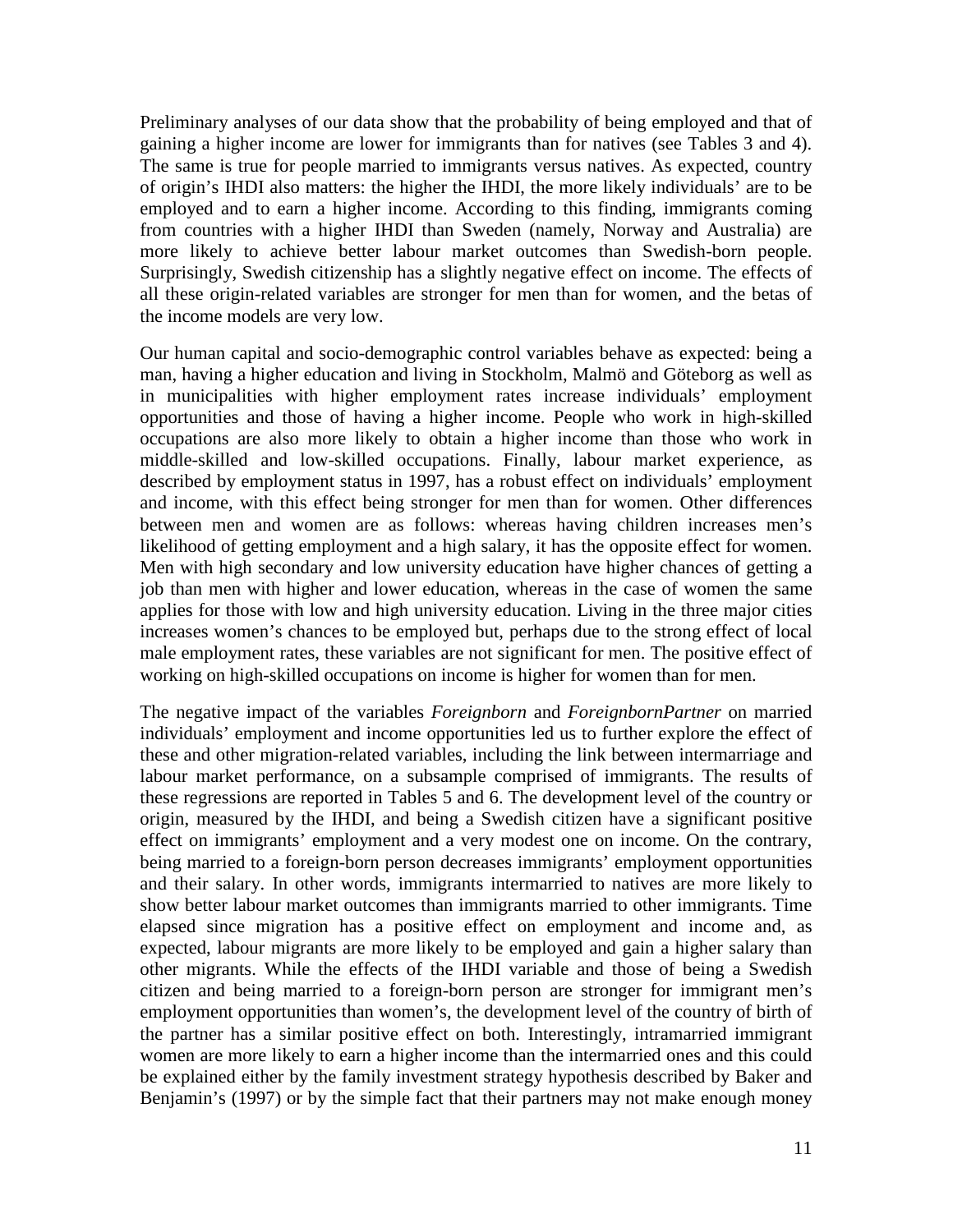Preliminary analyses of our data show that the probability of being employed and that of gaining a higher income are lower for immigrants than for natives (see Tables 3 and 4). The same is true for people married to immigrants versus natives. As expected, country of origin's IHDI also matters: the higher the IHDI, the more likely individuals' are to be employed and to earn a higher income. According to this finding, immigrants coming from countries with a higher IHDI than Sweden (namely, Norway and Australia) are more likely to achieve better labour market outcomes than Swedish-born people. Surprisingly, Swedish citizenship has a slightly negative effect on income. The effects of all these origin-related variables are stronger for men than for women, and the betas of the income models are very low.

Our human capital and socio-demographic control variables behave as expected: being a man, having a higher education and living in Stockholm, Malmö and Göteborg as well as in municipalities with higher employment rates increase individuals' employment opportunities and those of having a higher income. People who work in high-skilled occupations are also more likely to obtain a higher income than those who work in middle-skilled and low-skilled occupations. Finally, labour market experience, as described by employment status in 1997, has a robust effect on individuals' employment and income, with this effect being stronger for men than for women. Other differences between men and women are as follows: whereas having children increases men's likelihood of getting employment and a high salary, it has the opposite effect for women. Men with high secondary and low university education have higher chances of getting a job than men with higher and lower education, whereas in the case of women the same applies for those with low and high university education. Living in the three major cities increases women's chances to be employed but, perhaps due to the strong effect of local male employment rates, these variables are not significant for men. The positive effect of working on high-skilled occupations on income is higher for women than for men.

The negative impact of the variables *Foreignborn* and *ForeignbornPartner* on married individuals' employment and income opportunities led us to further explore the effect of these and other migration-related variables, including the link between intermarriage and labour market performance, on a subsample comprised of immigrants. The results of these regressions are reported in Tables 5 and 6. The development level of the country or origin, measured by the IHDI, and being a Swedish citizen have a significant positive effect on immigrants' employment and a very modest one on income. On the contrary, being married to a foreign-born person decreases immigrants' employment opportunities and their salary. In other words, immigrants intermarried to natives are more likely to show better labour market outcomes than immigrants married to other immigrants. Time elapsed since migration has a positive effect on employment and income and, as expected, labour migrants are more likely to be employed and gain a higher salary than other migrants. While the effects of the IHDI variable and those of being a Swedish citizen and being married to a foreign-born person are stronger for immigrant men's employment opportunities than women's, the development level of the country of birth of the partner has a similar positive effect on both. Interestingly, intramarried immigrant women are more likely to earn a higher income than the intermarried ones and this could be explained either by the family investment strategy hypothesis described by Baker and Benjamin's (1997) or by the simple fact that their partners may not make enough money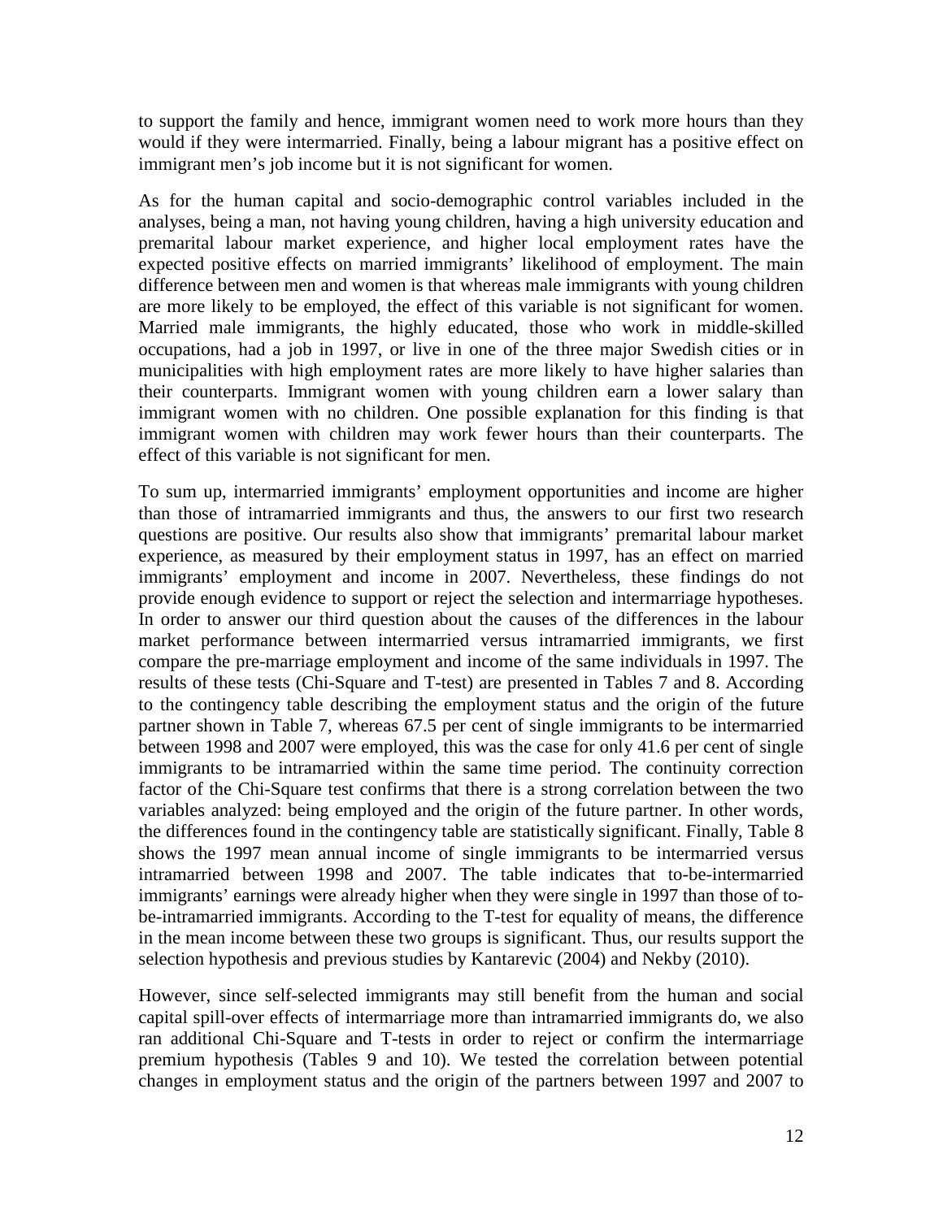to support the family and hence, immigrant women need to work more hours than they would if they were intermarried. Finally, being a labour migrant has a positive effect on immigrant men's job income but it is not significant for women.

As for the human capital and socio-demographic control variables included in the analyses, being a man, not having young children, having a high university education and premarital labour market experience, and higher local employment rates have the expected positive effects on married immigrants' likelihood of employment. The main difference between men and women is that whereas male immigrants with young children are more likely to be employed, the effect of this variable is not significant for women. Married male immigrants, the highly educated, those who work in middle-skilled occupations, had a job in 1997, or live in one of the three major Swedish cities or in municipalities with high employment rates are more likely to have higher salaries than their counterparts. Immigrant women with young children earn a lower salary than immigrant women with no children. One possible explanation for this finding is that immigrant women with children may work fewer hours than their counterparts. The effect of this variable is not significant for men.

To sum up, intermarried immigrants' employment opportunities and income are higher than those of intramarried immigrants and thus, the answers to our first two research questions are positive. Our results also show that immigrants' premarital labour market experience, as measured by their employment status in 1997, has an effect on married immigrants' employment and income in 2007. Nevertheless, these findings do not provide enough evidence to support or reject the selection and intermarriage hypotheses. In order to answer our third question about the causes of the differences in the labour market performance between intermarried versus intramarried immigrants, we first compare the pre-marriage employment and income of the same individuals in 1997. The results of these tests (Chi-Square and T-test) are presented in Tables 7 and 8. According to the contingency table describing the employment status and the origin of the future partner shown in Table 7, whereas 67.5 per cent of single immigrants to be intermarried between 1998 and 2007 were employed, this was the case for only 41.6 per cent of single immigrants to be intramarried within the same time period. The continuity correction factor of the Chi-Square test confirms that there is a strong correlation between the two variables analyzed: being employed and the origin of the future partner. In other words, the differences found in the contingency table are statistically significant. Finally, Table 8 shows the 1997 mean annual income of single immigrants to be intermarried versus intramarried between 1998 and 2007. The table indicates that to-be-intermarried immigrants' earnings were already higher when they were single in 1997 than those of to-be-intramarried immigrants. According to the T-test for equality of means, the difference in the mean income between these two groups is significant. Thus, our results support the selection hypothesis and previous studies by Kantarevic (2004) and Nekby (2010).

However, since self-selected immigrants may still benefit from the human and social capital spill-over effects of intermarriage more than intramarried immigrants do, we also ran additional Chi-Square and T-tests in order to reject or confirm the intermarriage premium hypothesis (Tables 9 and 10). We tested the correlation between potential changes in employment status and the origin of the partners between 1997 and 2007 to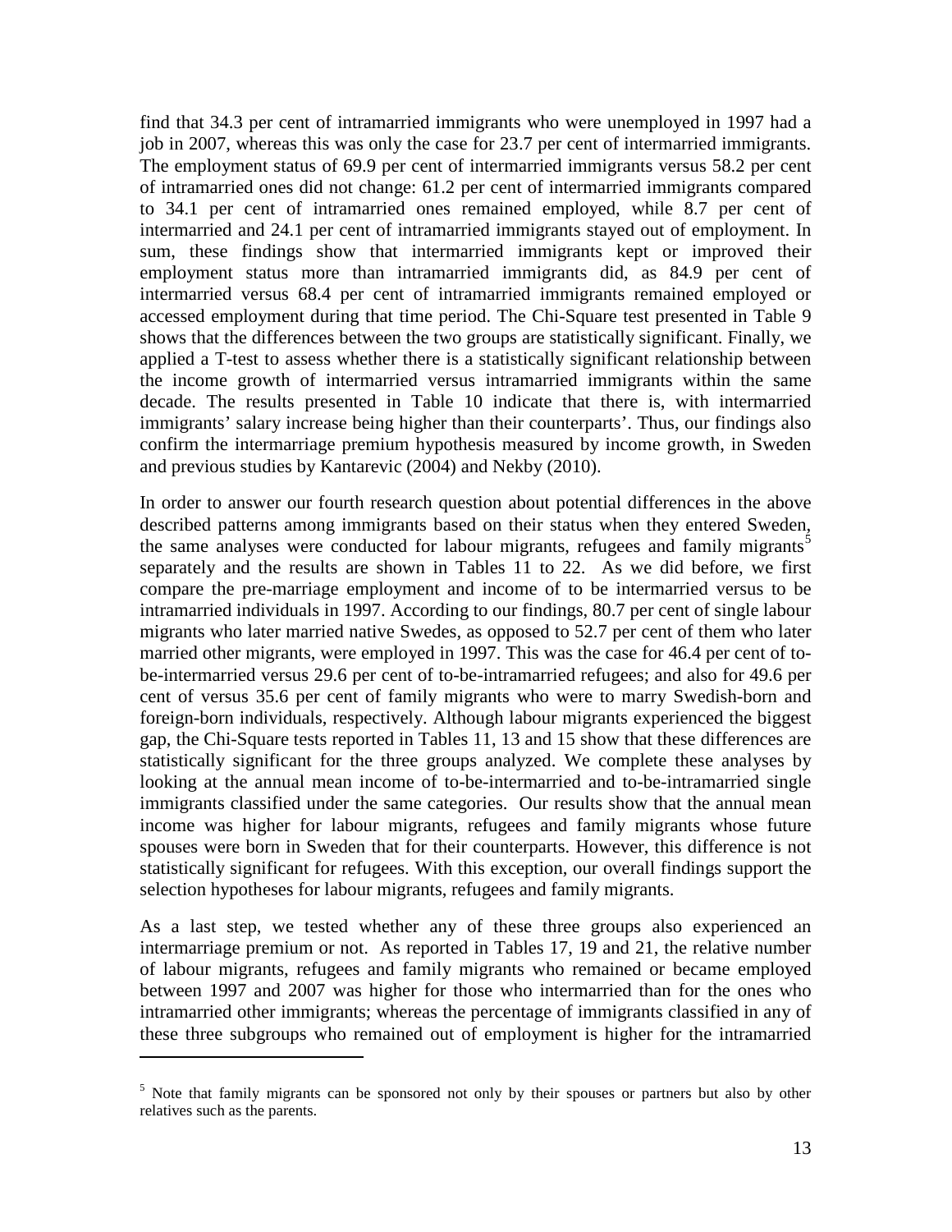find that 34.3 per cent of intramarried immigrants who were unemployed in 1997 had a job in 2007, whereas this was only the case for 23.7 per cent of intermarried immigrants. The employment status of 69.9 per cent of intermarried immigrants versus 58.2 per cent of intramarried ones did not change: 61.2 per cent of intermarried immigrants compared to 34.1 per cent of intramarried ones remained employed, while 8.7 per cent of intermarried and 24.1 per cent of intramarried immigrants stayed out of employment. In sum, these findings show that intermarried immigrants kept or improved their employment status more than intramarried immigrants did, as 84.9 per cent of intermarried versus 68.4 per cent of intramarried immigrants remained employed or accessed employment during that time period. The Chi-Square test presented in Table 9 shows that the differences between the two groups are statistically significant. Finally, we applied a T-test to assess whether there is a statistically significant relationship between the income growth of intermarried versus intramarried immigrants within the same decade. The results presented in Table 10 indicate that there is, with intermarried immigrants' salary increase being higher than their counterparts'. Thus, our findings also confirm the intermarriage premium hypothesis measured by income growth, in Sweden and previous studies by Kantarevic (2004) and Nekby (2010).

In order to answer our fourth research question about potential differences in the above described patterns among immigrants based on their status when they entered Sweden, the same analyses were conducted for labour migrants, refugees and family migrants[5] separately and the results are shown in Tables 11 to 22. As we did before, we first compare the pre-marriage employment and income of to be intermarried versus to be intramarried individuals in 1997. According to our findings, 80.7 per cent of single labour migrants who later married native Swedes, as opposed to 52.7 per cent of them who later married other migrants, were employed in 1997. This was the case for 46.4 per cent of to-be-intermarried versus 29.6 per cent of to-be-intramarried refugees; and also for 49.6 per cent of versus 35.6 per cent of family migrants who were to marry Swedish-born and foreign-born individuals, respectively. Although labour migrants experienced the biggest gap, the Chi-Square tests reported in Tables 11, 13 and 15 show that these differences are statistically significant for the three groups analyzed. We complete these analyses by looking at the annual mean income of to-be-intermarried and to-be-intramarried single immigrants classified under the same categories. Our results show that the annual mean income was higher for labour migrants, refugees and family migrants whose future spouses were born in Sweden that for their counterparts. However, this difference is not statistically significant for refugees. With this exception, our overall findings support the selection hypotheses for labour migrants, refugees and family migrants.

As a last step, we tested whether any of these three groups also experienced an intermarriage premium or not. As reported in Tables 17, 19 and 21, the relative number of labour migrants, refugees and family migrants who remained or became employed between 1997 and 2007 was higher for those who intermarried than for the ones who intramarried other immigrants; whereas the percentage of immigrants classified in any of these three subgroups who remained out of employment is higher for the intramarried

[5] Note that family migrants can be sponsored not only by their spouses or partners but also by other relatives such as the parents.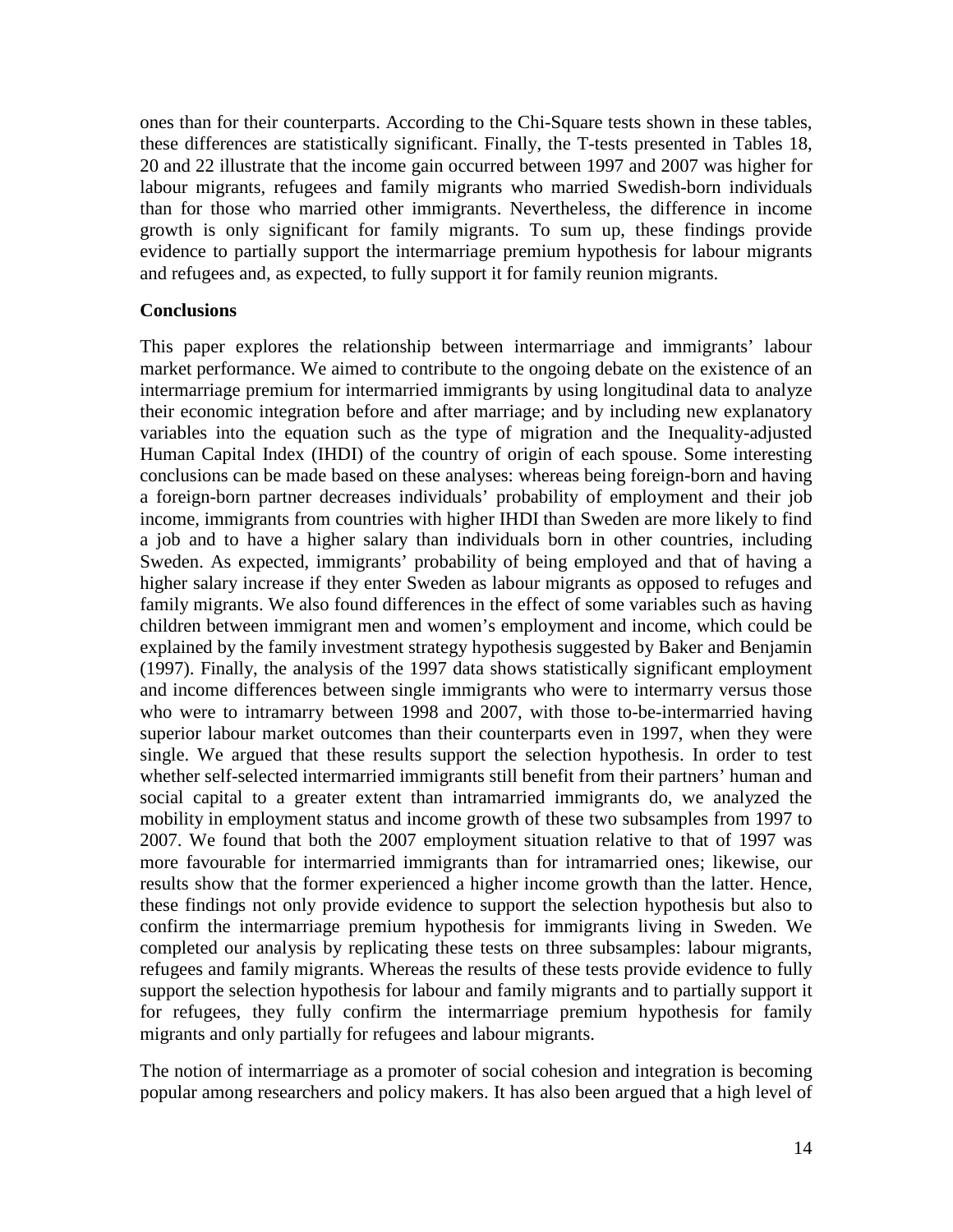ones than for their counterparts. According to the Chi-Square tests shown in these tables, these differences are statistically significant. Finally, the T-tests presented in Tables 18, 20 and 22 illustrate that the income gain occurred between 1997 and 2007 was higher for labour migrants, refugees and family migrants who married Swedish-born individuals than for those who married other immigrants. Nevertheless, the difference in income growth is only significant for family migrants. To sum up, these findings provide evidence to partially support the intermarriage premium hypothesis for labour migrants and refugees and, as expected, to fully support it for family reunion migrants.

**Conclusions**

This paper explores the relationship between intermarriage and immigrants' labour market performance. We aimed to contribute to the ongoing debate on the existence of an intermarriage premium for intermarried immigrants by using longitudinal data to analyze their economic integration before and after marriage; and by including new explanatory variables into the equation such as the type of migration and the Inequality-adjusted Human Capital Index (IHDI) of the country of origin of each spouse. Some interesting conclusions can be made based on these analyses: whereas being foreign-born and having a foreign-born partner decreases individuals' probability of employment and their job income, immigrants from countries with higher IHDI than Sweden are more likely to find a job and to have a higher salary than individuals born in other countries, including Sweden. As expected, immigrants' probability of being employed and that of having a higher salary increase if they enter Sweden as labour migrants as opposed to refuges and family migrants. We also found differences in the effect of some variables such as having children between immigrant men and women's employment and income, which could be explained by the family investment strategy hypothesis suggested by Baker and Benjamin (1997). Finally, the analysis of the 1997 data shows statistically significant employment and income differences between single immigrants who were to intermarry versus those who were to intramarry between 1998 and 2007, with those to-be-intermarried having superior labour market outcomes than their counterparts even in 1997, when they were single. We argued that these results support the selection hypothesis. In order to test whether self-selected intermarried immigrants still benefit from their partners' human and social capital to a greater extent than intramarried immigrants do, we analyzed the mobility in employment status and income growth of these two subsamples from 1997 to 2007. We found that both the 2007 employment situation relative to that of 1997 was more favourable for intermarried immigrants than for intramarried ones; likewise, our results show that the former experienced a higher income growth than the latter. Hence, these findings not only provide evidence to support the selection hypothesis but also to confirm the intermarriage premium hypothesis for immigrants living in Sweden. We completed our analysis by replicating these tests on three subsamples: labour migrants, refugees and family migrants. Whereas the results of these tests provide evidence to fully support the selection hypothesis for labour and family migrants and to partially support it for refugees, they fully confirm the intermarriage premium hypothesis for family migrants and only partially for refugees and labour migrants.

The notion of intermarriage as a promoter of social cohesion and integration is becoming popular among researchers and policy makers. It has also been argued that a high level of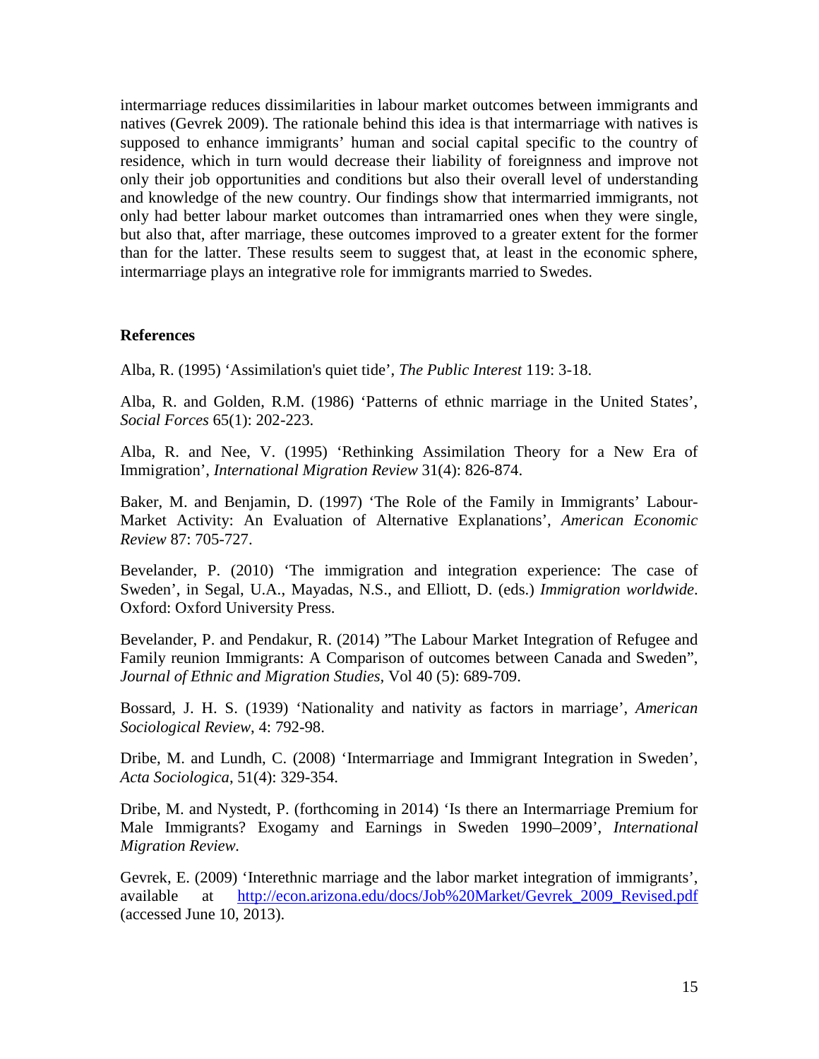intermarriage reduces dissimilarities in labour market outcomes between immigrants and natives (Gevrek 2009). The rationale behind this idea is that intermarriage with natives is supposed to enhance immigrants' human and social capital specific to the country of residence, which in turn would decrease their liability of foreignness and improve not only their job opportunities and conditions but also their overall level of understanding and knowledge of the new country. Our findings show that intermarried immigrants, not only had better labour market outcomes than intramarried ones when they were single, but also that, after marriage, these outcomes improved to a greater extent for the former than for the latter. These results seem to suggest that, at least in the economic sphere, intermarriage plays an integrative role for immigrants married to Swedes.

## References

Alba, R. (1995) 'Assimilation's quiet tide', *The Public Interest* 119: 3-18.

Alba, R. and Golden, R.M. (1986) 'Patterns of ethnic marriage in the United States', *Social Forces* 65(1): 202-223.

Alba, R. and Nee, V. (1995) 'Rethinking Assimilation Theory for a New Era of Immigration', *International Migration Review* 31(4): 826-874.

Baker, M. and Benjamin, D. (1997) 'The Role of the Family in Immigrants' Labour-Market Activity: An Evaluation of Alternative Explanations', *American Economic Review* 87: 705-727.

Bevelander, P. (2010) 'The immigration and integration experience: The case of Sweden', in Segal, U.A., Mayadas, N.S., and Elliott, D. (eds.) *Immigration worldwide*. Oxford: Oxford University Press.

Bevelander, P. and Pendakur, R. (2014) "The Labour Market Integration of Refugee and Family reunion Immigrants: A Comparison of outcomes between Canada and Sweden", *Journal of Ethnic and Migration Studies*, Vol 40 (5): 689-709.

Bossard, J. H. S. (1939) 'Nationality and nativity as factors in marriage', *American Sociological Review*, 4: 792-98.

Dribe, M. and Lundh, C. (2008) 'Intermarriage and Immigrant Integration in Sweden', *Acta Sociologica*, 51(4): 329-354.

Dribe, M. and Nystedt, P. (forthcoming in 2014) 'Is there an Intermarriage Premium for Male Immigrants? Exogamy and Earnings in Sweden 1990–2009', *International Migration Review*.

Gevrek, E. (2009) 'Interethnic marriage and the labor market integration of immigrants', available at http://econ.arizona.edu/docs/Job%20Market/Gevrek_2009_Revised.pdf (accessed June 10, 2013).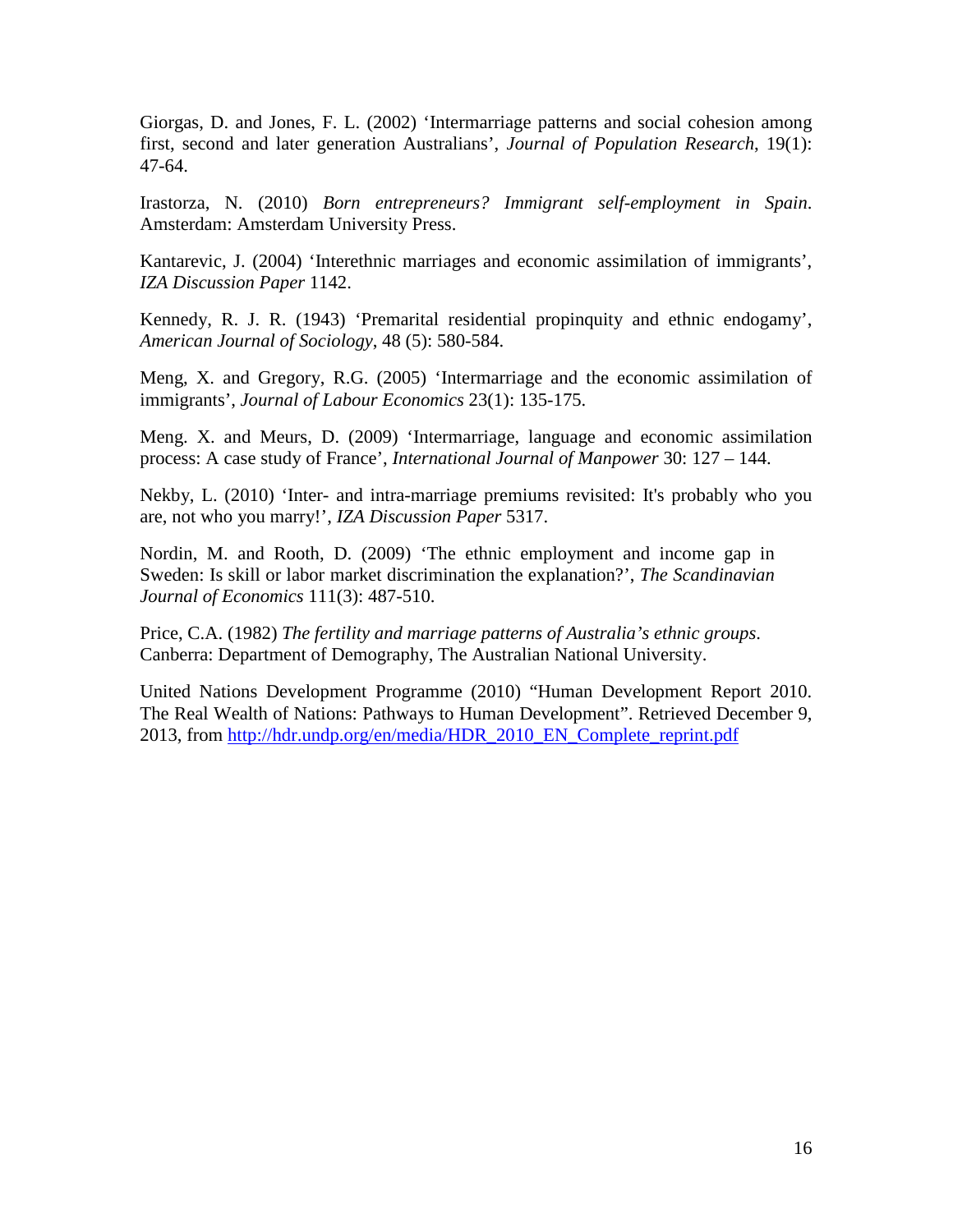Giorgas, D. and Jones, F. L. (2002) 'Intermarriage patterns and social cohesion among first, second and later generation Australians', *Journal of Population Research*, 19(1): 47-64.

Irastorza, N. (2010) *Born entrepreneurs? Immigrant self-employment in Spain*. Amsterdam: Amsterdam University Press.

Kantarevic, J. (2004) 'Interethnic marriages and economic assimilation of immigrants', *IZA Discussion Paper* 1142.

Kennedy, R. J. R. (1943) 'Premarital residential propinquity and ethnic endogamy', *American Journal of Sociology*, 48 (5): 580-584.

Meng, X. and Gregory, R.G. (2005) 'Intermarriage and the economic assimilation of immigrants', *Journal of Labour Economics* 23(1): 135-175.

Meng. X. and Meurs, D. (2009) 'Intermarriage, language and economic assimilation process: A case study of France', *International Journal of Manpower* 30: 127 – 144.

Nekby, L. (2010) 'Inter- and intra-marriage premiums revisited: It's probably who you are, not who you marry!', *IZA Discussion Paper* 5317.

Nordin, M. and Rooth, D. (2009) 'The ethnic employment and income gap in Sweden: Is skill or labor market discrimination the explanation?', *The Scandinavian Journal of Economics* 111(3): 487-510.

Price, C.A. (1982) *The fertility and marriage patterns of Australia's ethnic groups*. Canberra: Department of Demography, The Australian National University.

United Nations Development Programme (2010) "Human Development Report 2010. The Real Wealth of Nations: Pathways to Human Development". Retrieved December 9, 2013, from http://hdr.undp.org/en/media/HDR_2010_EN_Complete_reprint.pdf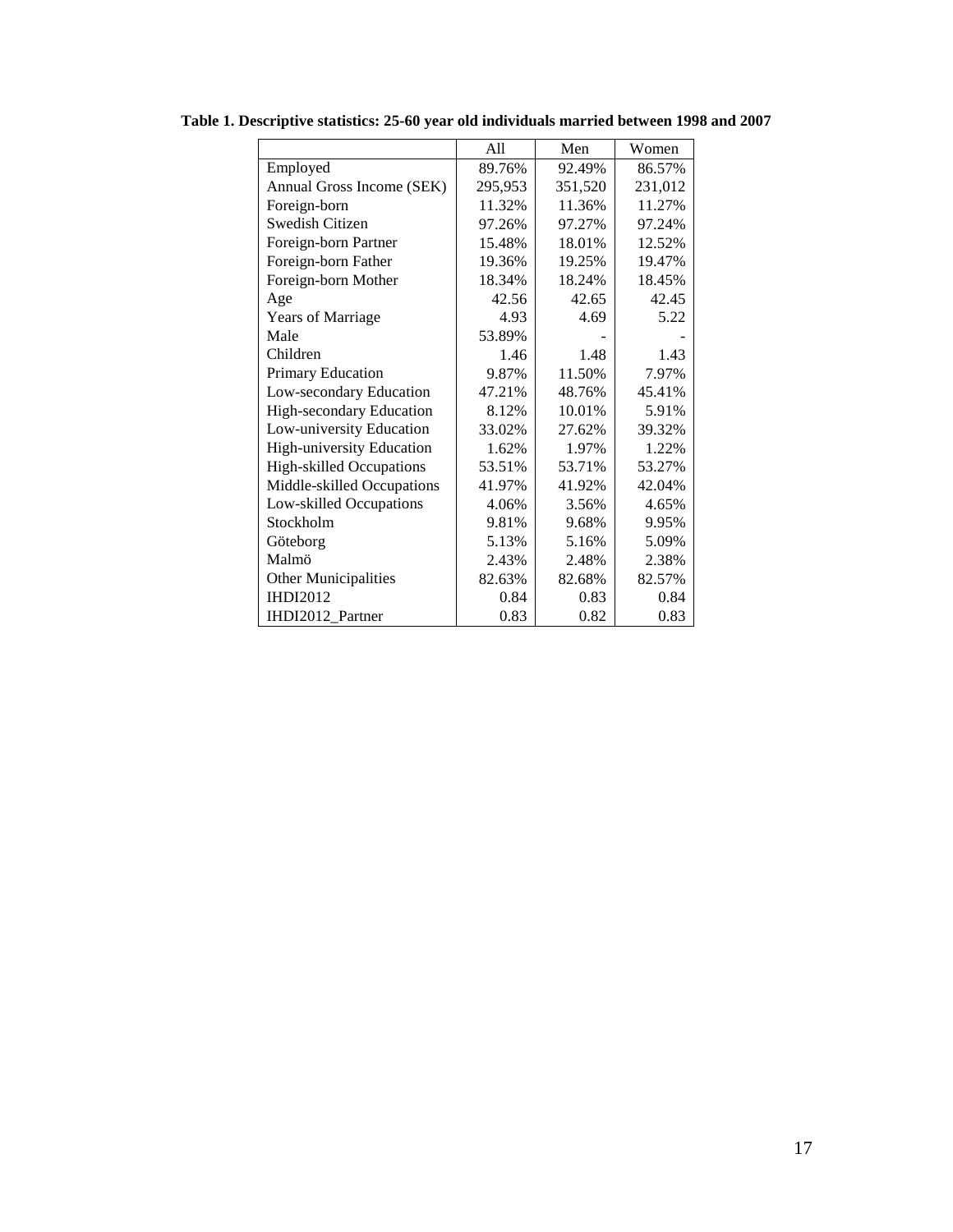**Table 1. Descriptive statistics: 25-60 year old individuals married between 1998 and 2007**

| | All | Men | Women |
|---|---|---|---|
| Employed | 89.76% | 92.49% | 86.57% |
| Annual Gross Income (SEK) | 295,953 | 351,520 | 231,012 |
| Foreign-born | 11.32% | 11.36% | 11.27% |
| Swedish Citizen | 97.26% | 97.27% | 97.24% |
| Foreign-born Partner | 15.48% | 18.01% | 12.52% |
| Foreign-born Father | 19.36% | 19.25% | 19.47% |
| Foreign-born Mother | 18.34% | 18.24% | 18.45% |
| Age | 42.56 | 42.65 | 42.45 |
| Years of Marriage | 4.93 | 4.69 | 5.22 |
| Male | 53.89% | - | - |
| Children | 1.46 | 1.48 | 1.43 |
| Primary Education | 9.87% | 11.50% | 7.97% |
| Low-secondary Education | 47.21% | 48.76% | 45.41% |
| High-secondary Education | 8.12% | 10.01% | 5.91% |
| Low-university Education | 33.02% | 27.62% | 39.32% |
| High-university Education | 1.62% | 1.97% | 1.22% |
| High-skilled Occupations | 53.51% | 53.71% | 53.27% |
| Middle-skilled Occupations | 41.97% | 41.92% | 42.04% |
| Low-skilled Occupations | 4.06% | 3.56% | 4.65% |
| Stockholm | 9.81% | 9.68% | 9.95% |
| Göteborg | 5.13% | 5.16% | 5.09% |
| Malmö | 2.43% | 2.48% | 2.38% |
| Other Municipalities | 82.63% | 82.68% | 82.57% |
| IHDI2012 | 0.84 | 0.83 | 0.84 |
| IHDI2012_Partner | 0.83 | 0.82 | 0.83 |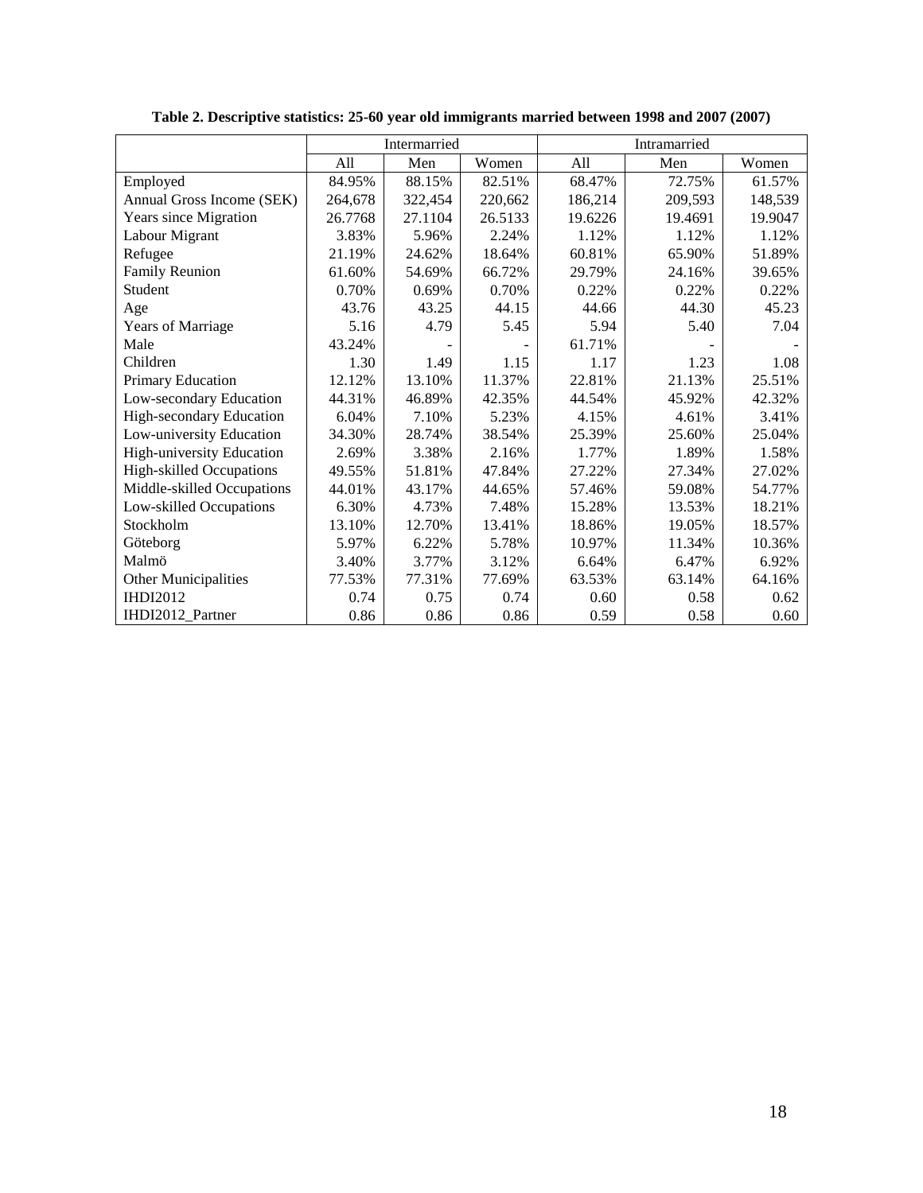**Table 2. Descriptive statistics: 25-60 year old immigrants married between 1998 and 2007 (2007)**

| | Intermarried | | | Intramarried | | |
|---|---|---|---|---|---|---|
| | All | Men | Women | All | Men | Women |
| Employed | 84.95% | 88.15% | 82.51% | 68.47% | 72.75% | 61.57% |
| Annual Gross Income (SEK) | 264,678 | 322,454 | 220,662 | 186,214 | 209,593 | 148,539 |
| Years since Migration | 26.7768 | 27.1104 | 26.5133 | 19.6226 | 19.4691 | 19.9047 |
| Labour Migrant | 3.83% | 5.96% | 2.24% | 1.12% | 1.12% | 1.12% |
| Refugee | 21.19% | 24.62% | 18.64% | 60.81% | 65.90% | 51.89% |
| Family Reunion | 61.60% | 54.69% | 66.72% | 29.79% | 24.16% | 39.65% |
| Student | 0.70% | 0.69% | 0.70% | 0.22% | 0.22% | 0.22% |
| Age | 43.76 | 43.25 | 44.15 | 44.66 | 44.30 | 45.23 |
| Years of Marriage | 5.16 | 4.79 | 5.45 | 5.94 | 5.40 | 7.04 |
| Male | 43.24% | - | - | 61.71% | - | - |
| Children | 1.30 | 1.49 | 1.15 | 1.17 | 1.23 | 1.08 |
| Primary Education | 12.12% | 13.10% | 11.37% | 22.81% | 21.13% | 25.51% |
| Low-secondary Education | 44.31% | 46.89% | 42.35% | 44.54% | 45.92% | 42.32% |
| High-secondary Education | 6.04% | 7.10% | 5.23% | 4.15% | 4.61% | 3.41% |
| Low-university Education | 34.30% | 28.74% | 38.54% | 25.39% | 25.60% | 25.04% |
| High-university Education | 2.69% | 3.38% | 2.16% | 1.77% | 1.89% | 1.58% |
| High-skilled Occupations | 49.55% | 51.81% | 47.84% | 27.22% | 27.34% | 27.02% |
| Middle-skilled Occupations | 44.01% | 43.17% | 44.65% | 57.46% | 59.08% | 54.77% |
| Low-skilled Occupations | 6.30% | 4.73% | 7.48% | 15.28% | 13.53% | 18.21% |
| Stockholm | 13.10% | 12.70% | 13.41% | 18.86% | 19.05% | 18.57% |
| Göteborg | 5.97% | 6.22% | 5.78% | 10.97% | 11.34% | 10.36% |
| Malmö | 3.40% | 3.77% | 3.12% | 6.64% | 6.47% | 6.92% |
| Other Municipalities | 77.53% | 77.31% | 77.69% | 63.53% | 63.14% | 64.16% |
| IHDI2012 | 0.74 | 0.75 | 0.74 | 0.60 | 0.58 | 0.62 |
| IHDI2012_Partner | 0.86 | 0.86 | 0.86 | 0.59 | 0.58 | 0.60 |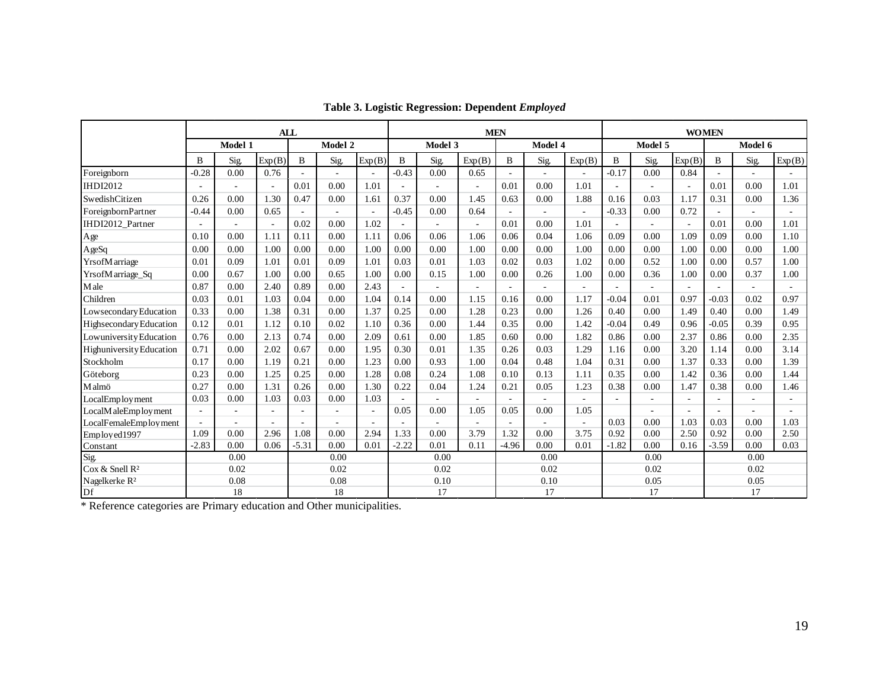**Table 3. Logistic Regression: Dependent *Employed***

| | ALL | | | | | | MEN | | | | | | WOMEN | | | | | |
|---|---|---|---|---|---|---|---|---|---|---|---|---|---|---|---|---|---|---|
| | Model 1 | | | Model 2 | | | Model 3 | | | Model 4 | | | Model 5 | | | Model 6 | | |
| | B | Sig. | Exp(B) | B | Sig. | Exp(B) | B | Sig. | Exp(B) | B | Sig. | Exp(B) | B | Sig. | Exp(B) | B | Sig. | Exp(B) |
| Foreignborn | -0.28 | 0.00 | 0.76 | - | - | - | -0.43 | 0.00 | 0.65 | - | - | - | -0.17 | 0.00 | 0.84 | - | - | - |
| IHDI2012 | - | - | - | 0.01 | 0.00 | 1.01 | - | - | - | 0.01 | 0.00 | 1.01 | - | - | - | 0.01 | 0.00 | 1.01 |
| SwedishCitizen | 0.26 | 0.00 | 1.30 | 0.47 | 0.00 | 1.61 | 0.37 | 0.00 | 1.45 | 0.63 | 0.00 | 1.88 | 0.16 | 0.03 | 1.17 | 0.31 | 0.00 | 1.36 |
| ForeignbornPartner | -0.44 | 0.00 | 0.65 | - | - | - | -0.45 | 0.00 | 0.64 | - | - | - | -0.33 | 0.00 | 0.72 | - | - | - |
| IHDI2012_Partner | - | - | - | 0.02 | 0.00 | 1.02 | - | - | - | 0.01 | 0.00 | 1.01 | - | - | - | 0.01 | 0.00 | 1.01 |
| Age | 0.10 | 0.00 | 1.11 | 0.11 | 0.00 | 1.11 | 0.06 | 0.06 | 1.06 | 0.06 | 0.04 | 1.06 | 0.09 | 0.00 | 1.09 | 0.09 | 0.00 | 1.10 |
| AgeSq | 0.00 | 0.00 | 1.00 | 0.00 | 0.00 | 1.00 | 0.00 | 0.00 | 1.00 | 0.00 | 0.00 | 1.00 | 0.00 | 0.00 | 1.00 | 0.00 | 0.00 | 1.00 |
| YrsofMarriage | 0.01 | 0.09 | 1.01 | 0.01 | 0.09 | 1.01 | 0.03 | 0.01 | 1.03 | 0.02 | 0.03 | 1.02 | 0.00 | 0.52 | 1.00 | 0.00 | 0.57 | 1.00 |
| YrsofMarriage_Sq | 0.00 | 0.67 | 1.00 | 0.00 | 0.65 | 1.00 | 0.00 | 0.15 | 1.00 | 0.00 | 0.26 | 1.00 | 0.00 | 0.36 | 1.00 | 0.00 | 0.37 | 1.00 |
| Male | 0.87 | 0.00 | 2.40 | 0.89 | 0.00 | 2.43 | - | - | - | - | - | - | - | - | - | - | - | - |
| Children | 0.03 | 0.01 | 1.03 | 0.04 | 0.00 | 1.04 | 0.14 | 0.00 | 1.15 | 0.16 | 0.00 | 1.17 | -0.04 | 0.01 | 0.97 | -0.03 | 0.02 | 0.97 |
| LowsecondaryEducation | 0.33 | 0.00 | 1.38 | 0.31 | 0.00 | 1.37 | 0.25 | 0.00 | 1.28 | 0.23 | 0.00 | 1.26 | 0.40 | 0.00 | 1.49 | 0.40 | 0.00 | 1.49 |
| HighsecondaryEducation | 0.12 | 0.01 | 1.12 | 0.10 | 0.02 | 1.10 | 0.36 | 0.00 | 1.44 | 0.35 | 0.00 | 1.42 | -0.04 | 0.49 | 0.96 | -0.05 | 0.39 | 0.95 |
| LowuniversityEducation | 0.76 | 0.00 | 2.13 | 0.74 | 0.00 | 2.09 | 0.61 | 0.00 | 1.85 | 0.60 | 0.00 | 1.82 | 0.86 | 0.00 | 2.37 | 0.86 | 0.00 | 2.35 |
| HighuniversityEducation | 0.71 | 0.00 | 2.02 | 0.67 | 0.00 | 1.95 | 0.30 | 0.01 | 1.35 | 0.26 | 0.03 | 1.29 | 1.16 | 0.00 | 3.20 | 1.14 | 0.00 | 3.14 |
| Stockholm | 0.17 | 0.00 | 1.19 | 0.21 | 0.00 | 1.23 | 0.00 | 0.93 | 1.00 | 0.04 | 0.48 | 1.04 | 0.31 | 0.00 | 1.37 | 0.33 | 0.00 | 1.39 |
| Göteborg | 0.23 | 0.00 | 1.25 | 0.25 | 0.00 | 1.28 | 0.08 | 0.24 | 1.08 | 0.10 | 0.13 | 1.11 | 0.35 | 0.00 | 1.42 | 0.36 | 0.00 | 1.44 |
| Malmö | 0.27 | 0.00 | 1.31 | 0.26 | 0.00 | 1.30 | 0.22 | 0.04 | 1.24 | 0.21 | 0.05 | 1.23 | 0.38 | 0.00 | 1.47 | 0.38 | 0.00 | 1.46 |
| LocalEmployment | 0.03 | 0.00 | 1.03 | 0.03 | 0.00 | 1.03 | - | - | - | - | - | - | - | - | - | - | - | - |
| LocalMaleEmployment | - | - | - | - | - | - | 0.05 | 0.00 | 1.05 | 0.05 | 0.00 | 1.05 | | - | - | - | - | - |
| LocalFemaleEmployment | - | - | - | - | - | - | - | - | - | - | - | - | 0.03 | 0.00 | 1.03 | 0.03 | 0.00 | 1.03 |
| Employed1997 | 1.09 | 0.00 | 2.96 | 1.08 | 0.00 | 2.94 | 1.33 | 0.00 | 3.79 | 1.32 | 0.00 | 3.75 | 0.92 | 0.00 | 2.50 | 0.92 | 0.00 | 2.50 |
| Constant | -2.83 | 0.00 | 0.06 | -5.31 | 0.00 | 0.01 | -2.22 | 0.01 | 0.11 | -4.96 | 0.00 | 0.01 | -1.82 | 0.00 | 0.16 | -3.59 | 0.00 | 0.03 |
| Sig. | | 0.00 | | | 0.00 | | | 0.00 | | | 0.00 | | | 0.00 | | | 0.00 | |
| Cox & Snell $R^2$ | | 0.02 | | | 0.02 | | | 0.02 | | | 0.02 | | | 0.02 | | | 0.02 | |
| Nagelkerke $R^2$ | | 0.08 | | | 0.08 | | | 0.10 | | | 0.10 | | | 0.05 | | | 0.05 | |
| Df | | 18 | | | 18 | | | 17 | | | 17 | | | 17 | | | 17 | |

\* Reference categories are Primary education and Other municipalities.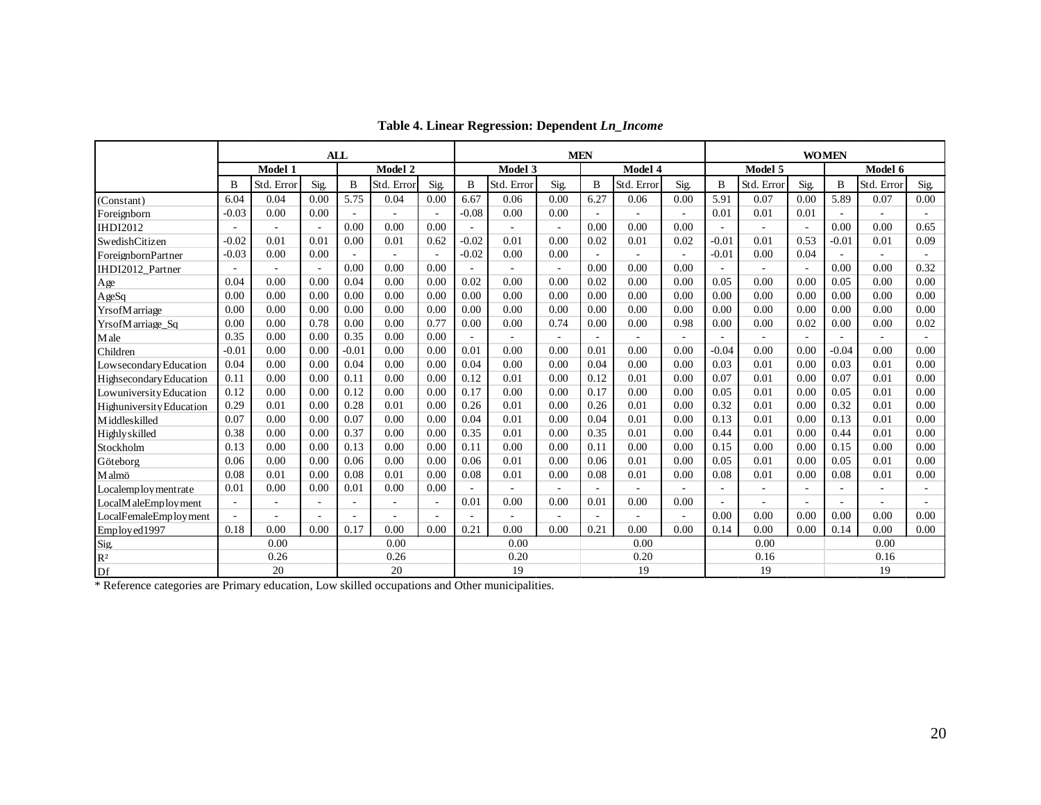**Table 4. Linear Regression: Dependent *Ln_Income***

| | ALL | | | | | | MEN | | | | | | WOMEN | | | | | |
|---|---|---|---|---|---|---|---|---|---|---|---|---|---|---|---|---|---|---|
| | Model 1 | | | Model 2 | | | Model 3 | | | Model 4 | | | Model 5 | | | Model 6 | | |
| | B | Std. Error | Sig. | B | Std. Error | Sig. | B | Std. Error | Sig. | B | Std. Error | Sig. | B | Std. Error | Sig. | B | Std. Error | Sig. |
| (Constant) | 6.04 | 0.04 | 0.00 | 5.75 | 0.04 | 0.00 | 6.67 | 0.06 | 0.00 | 6.27 | 0.06 | 0.00 | 5.91 | 0.07 | 0.00 | 5.89 | 0.07 | 0.00 |
| Foreignborn | -0.03 | 0.00 | 0.00 | - | - | - | -0.08 | 0.00 | 0.00 | - | - | - | 0.01 | 0.01 | 0.01 | - | - | - |
| IHDI2012 | - | - | - | 0.00 | 0.00 | 0.00 | - | - | - | 0.00 | 0.00 | 0.00 | - | - | - | 0.00 | 0.00 | 0.65 |
| SwedishCitizen | -0.02 | 0.01 | 0.01 | 0.00 | 0.01 | 0.62 | -0.02 | 0.01 | 0.00 | 0.02 | 0.01 | 0.02 | -0.01 | 0.01 | 0.53 | -0.01 | 0.01 | 0.09 |
| ForeignbornPartner | -0.03 | 0.00 | 0.00 | - | - | - | -0.02 | 0.00 | 0.00 | - | - | - | -0.01 | 0.00 | 0.04 | - | - | - |
| IHDI2012_Partner | - | - | - | 0.00 | 0.00 | 0.00 | - | - | - | 0.00 | 0.00 | 0.00 | - | - | - | 0.00 | 0.00 | 0.32 |
| Age | 0.04 | 0.00 | 0.00 | 0.04 | 0.00 | 0.00 | 0.02 | 0.00 | 0.00 | 0.02 | 0.00 | 0.00 | 0.05 | 0.00 | 0.00 | 0.05 | 0.00 | 0.00 |
| AgeSq | 0.00 | 0.00 | 0.00 | 0.00 | 0.00 | 0.00 | 0.00 | 0.00 | 0.00 | 0.00 | 0.00 | 0.00 | 0.00 | 0.00 | 0.00 | 0.00 | 0.00 | 0.00 |
| YrsofMarriage | 0.00 | 0.00 | 0.00 | 0.00 | 0.00 | 0.00 | 0.00 | 0.00 | 0.00 | 0.00 | 0.00 | 0.00 | 0.00 | 0.00 | 0.00 | 0.00 | 0.00 | 0.00 |
| YrsofMarriage_Sq | 0.00 | 0.00 | 0.78 | 0.00 | 0.00 | 0.77 | 0.00 | 0.00 | 0.74 | 0.00 | 0.00 | 0.98 | 0.00 | 0.00 | 0.02 | 0.00 | 0.00 | 0.02 |
| Male | 0.35 | 0.00 | 0.00 | 0.35 | 0.00 | 0.00 | - | - | - | - | - | - | - | - | - | - | - | - |
| Children | -0.01 | 0.00 | 0.00 | -0.01 | 0.00 | 0.00 | 0.01 | 0.00 | 0.00 | 0.01 | 0.00 | 0.00 | -0.04 | 0.00 | 0.00 | -0.04 | 0.00 | 0.00 |
| LowsecondaryEducation | 0.04 | 0.00 | 0.00 | 0.04 | 0.00 | 0.00 | 0.04 | 0.00 | 0.00 | 0.04 | 0.00 | 0.00 | 0.03 | 0.01 | 0.00 | 0.03 | 0.01 | 0.00 |
| HighsecondaryEducation | 0.11 | 0.00 | 0.00 | 0.11 | 0.00 | 0.00 | 0.12 | 0.01 | 0.00 | 0.12 | 0.01 | 0.00 | 0.07 | 0.01 | 0.00 | 0.07 | 0.01 | 0.00 |
| LowuniversityEducation | 0.12 | 0.00 | 0.00 | 0.12 | 0.00 | 0.00 | 0.17 | 0.00 | 0.00 | 0.17 | 0.00 | 0.00 | 0.05 | 0.01 | 0.00 | 0.05 | 0.01 | 0.00 |
| HighuniversityEducation | 0.29 | 0.01 | 0.00 | 0.28 | 0.01 | 0.00 | 0.26 | 0.01 | 0.00 | 0.26 | 0.01 | 0.00 | 0.32 | 0.01 | 0.00 | 0.32 | 0.01 | 0.00 |
| Middleskilled | 0.07 | 0.00 | 0.00 | 0.07 | 0.00 | 0.00 | 0.04 | 0.01 | 0.00 | 0.04 | 0.01 | 0.00 | 0.13 | 0.01 | 0.00 | 0.13 | 0.01 | 0.00 |
| Highlyskilled | 0.38 | 0.00 | 0.00 | 0.37 | 0.00 | 0.00 | 0.35 | 0.01 | 0.00 | 0.35 | 0.01 | 0.00 | 0.44 | 0.01 | 0.00 | 0.44 | 0.01 | 0.00 |
| Stockholm | 0.13 | 0.00 | 0.00 | 0.13 | 0.00 | 0.00 | 0.11 | 0.00 | 0.00 | 0.11 | 0.00 | 0.00 | 0.15 | 0.00 | 0.00 | 0.15 | 0.00 | 0.00 |
| Göteborg | 0.06 | 0.00 | 0.00 | 0.06 | 0.00 | 0.00 | 0.06 | 0.01 | 0.00 | 0.06 | 0.01 | 0.00 | 0.05 | 0.01 | 0.00 | 0.05 | 0.01 | 0.00 |
| Malmö | 0.08 | 0.01 | 0.00 | 0.08 | 0.01 | 0.00 | 0.08 | 0.01 | 0.00 | 0.08 | 0.01 | 0.00 | 0.08 | 0.01 | 0.00 | 0.08 | 0.01 | 0.00 |
| Localemploymentrate | 0.01 | 0.00 | 0.00 | 0.01 | 0.00 | 0.00 | - | - | - | - | - | - | - | - | - | - | - | - |
| LocalMaleEmployment | - | - | - | - | - | - | 0.01 | 0.00 | 0.00 | 0.01 | 0.00 | 0.00 | - | - | - | - | - | - |
| LocalFemaleEmployment | - | - | - | - | - | - | - | - | - | - | - | - | 0.00 | 0.00 | 0.00 | 0.00 | 0.00 | 0.00 |
| Employed1997 | 0.18 | 0.00 | 0.00 | 0.17 | 0.00 | 0.00 | 0.21 | 0.00 | 0.00 | 0.21 | 0.00 | 0.00 | 0.14 | 0.00 | 0.00 | 0.14 | 0.00 | 0.00 |
| Sig. | 0.00 | | | 0.00 | | | 0.00 | | | 0.00 | | | 0.00 | | | 0.00 | | |
| $R^2$ | 0.26 | | | 0.26 | | | 0.20 | | | 0.20 | | | 0.16 | | | 0.16 | | |
| Df | 20 | | | 20 | | | 19 | | | 19 | | | 19 | | | 19 | | |

\* Reference categories are Primary education, Low skilled occupations and Other municipalities.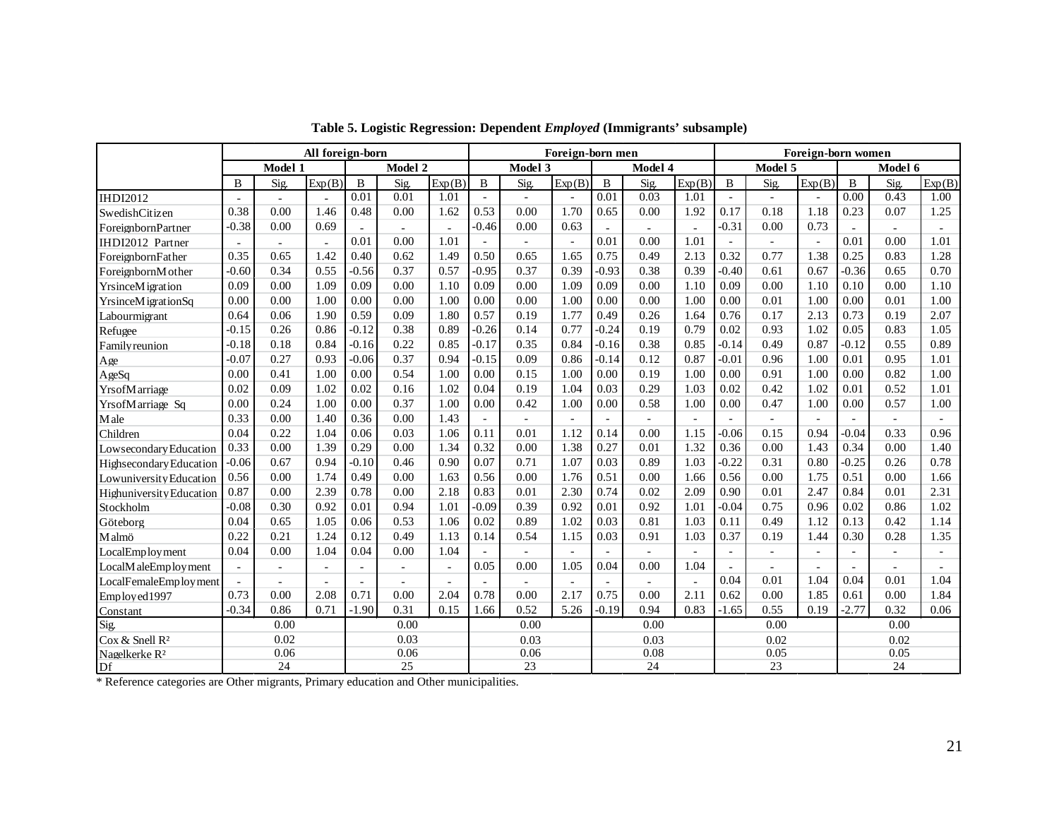**Table 5. Logistic Regression: Dependent *Employed* (Immigrants' subsample)**

| | All foreign-born | | | | | | Foreign-born men | | | | | | Foreign-born women | | | | | |
|---|---|---|---|---|---|---|---|---|---|---|---|---|---|---|---|---|---|---|
| | Model 1 | | | Model 2 | | | Model 3 | | | Model 4 | | | Model 5 | | | Model 6 | | |
| | B | Sig. | Exp(B) | B | Sig. | Exp(B) | B | Sig. | Exp(B) | B | Sig. | Exp(B) | B | Sig. | Exp(B) | B | Sig. | Exp(B) |
| IHDI2012 | - | - | - | 0.01 | 0.01 | 1.01 | - | - | - | 0.01 | 0.03 | 1.01 | - | - | - | 0.00 | 0.43 | 1.00 |
| SwedishCitizen | 0.38 | 0.00 | 1.46 | 0.48 | 0.00 | 1.62 | 0.53 | 0.00 | 1.70 | 0.65 | 0.00 | 1.92 | 0.17 | 0.18 | 1.18 | 0.23 | 0.07 | 1.25 |
| ForeignbornPartner | -0.38 | 0.00 | 0.69 | - | - | - | -0.46 | 0.00 | 0.63 | - | - | - | -0.31 | 0.00 | 0.73 | - | - | - |
| IHDI2012 Partner | - | - | - | 0.01 | 0.00 | 1.01 | - | - | - | 0.01 | 0.00 | 1.01 | - | - | - | 0.01 | 0.00 | 1.01 |
| ForeignbornFather | 0.35 | 0.65 | 1.42 | 0.40 | 0.62 | 1.49 | 0.50 | 0.65 | 1.65 | 0.75 | 0.49 | 2.13 | 0.32 | 0.77 | 1.38 | 0.25 | 0.83 | 1.28 |
| ForeignbornMother | -0.60 | 0.34 | 0.55 | -0.56 | 0.37 | 0.57 | -0.95 | 0.37 | 0.39 | -0.93 | 0.38 | 0.39 | -0.40 | 0.61 | 0.67 | -0.36 | 0.65 | 0.70 |
| YrsinceMigration | 0.09 | 0.00 | 1.09 | 0.09 | 0.00 | 1.10 | 0.09 | 0.00 | 1.09 | 0.09 | 0.00 | 1.10 | 0.09 | 0.00 | 1.10 | 0.10 | 0.00 | 1.10 |
| YrsinceMigrationSq | 0.00 | 0.00 | 1.00 | 0.00 | 0.00 | 1.00 | 0.00 | 0.00 | 1.00 | 0.00 | 0.00 | 1.00 | 0.00 | 0.01 | 1.00 | 0.00 | 0.01 | 1.00 |
| Labourmigrant | 0.64 | 0.06 | 1.90 | 0.59 | 0.09 | 1.80 | 0.57 | 0.19 | 1.77 | 0.49 | 0.26 | 1.64 | 0.76 | 0.17 | 2.13 | 0.73 | 0.19 | 2.07 |
| Refugee | -0.15 | 0.26 | 0.86 | -0.12 | 0.38 | 0.89 | -0.26 | 0.14 | 0.77 | -0.24 | 0.19 | 0.79 | 0.02 | 0.93 | 1.02 | 0.05 | 0.83 | 1.05 |
| Familyreunion | -0.18 | 0.18 | 0.84 | -0.16 | 0.22 | 0.85 | -0.17 | 0.35 | 0.84 | -0.16 | 0.38 | 0.85 | -0.14 | 0.49 | 0.87 | -0.12 | 0.55 | 0.89 |
| Age | -0.07 | 0.27 | 0.93 | -0.06 | 0.37 | 0.94 | -0.15 | 0.09 | 0.86 | -0.14 | 0.12 | 0.87 | -0.01 | 0.96 | 1.00 | 0.01 | 0.95 | 1.01 |
| AgeSq | 0.00 | 0.41 | 1.00 | 0.00 | 0.54 | 1.00 | 0.00 | 0.15 | 1.00 | 0.00 | 0.19 | 1.00 | 0.00 | 0.91 | 1.00 | 0.00 | 0.82 | 1.00 |
| YrsofMarriage | 0.02 | 0.09 | 1.02 | 0.02 | 0.16 | 1.02 | 0.04 | 0.19 | 1.04 | 0.03 | 0.29 | 1.03 | 0.02 | 0.42 | 1.02 | 0.01 | 0.52 | 1.01 |
| YrsofMarriage Sq | 0.00 | 0.24 | 1.00 | 0.00 | 0.37 | 1.00 | 0.00 | 0.42 | 1.00 | 0.00 | 0.58 | 1.00 | 0.00 | 0.47 | 1.00 | 0.00 | 0.57 | 1.00 |
| Male | 0.33 | 0.00 | 1.40 | 0.36 | 0.00 | 1.43 | - | - | - | - | - | - | - | - | - | - | - | - |
| Children | 0.04 | 0.22 | 1.04 | 0.06 | 0.03 | 1.06 | 0.11 | 0.01 | 1.12 | 0.14 | 0.00 | 1.15 | -0.06 | 0.15 | 0.94 | -0.04 | 0.33 | 0.96 |
| LowsecondaryEducation | 0.33 | 0.00 | 1.39 | 0.29 | 0.00 | 1.34 | 0.32 | 0.00 | 1.38 | 0.27 | 0.01 | 1.32 | 0.36 | 0.00 | 1.43 | 0.34 | 0.00 | 1.40 |
| HighsecondaryEducation | -0.06 | 0.67 | 0.94 | -0.10 | 0.46 | 0.90 | 0.07 | 0.71 | 1.07 | 0.03 | 0.89 | 1.03 | -0.22 | 0.31 | 0.80 | -0.25 | 0.26 | 0.78 |
| LowuniversityEducation | 0.56 | 0.00 | 1.74 | 0.49 | 0.00 | 1.63 | 0.56 | 0.00 | 1.76 | 0.51 | 0.00 | 1.66 | 0.56 | 0.00 | 1.75 | 0.51 | 0.00 | 1.66 |
| HighuniversityEducation | 0.87 | 0.00 | 2.39 | 0.78 | 0.00 | 2.18 | 0.83 | 0.01 | 2.30 | 0.74 | 0.02 | 2.09 | 0.90 | 0.01 | 2.47 | 0.84 | 0.01 | 2.31 |
| Stockholm | -0.08 | 0.30 | 0.92 | 0.01 | 0.94 | 1.01 | -0.09 | 0.39 | 0.92 | 0.01 | 0.92 | 1.01 | -0.04 | 0.75 | 0.96 | 0.02 | 0.86 | 1.02 |
| Göteborg | 0.04 | 0.65 | 1.05 | 0.06 | 0.53 | 1.06 | 0.02 | 0.89 | 1.02 | 0.03 | 0.81 | 1.03 | 0.11 | 0.49 | 1.12 | 0.13 | 0.42 | 1.14 |
| Malmö | 0.22 | 0.21 | 1.24 | 0.12 | 0.49 | 1.13 | 0.14 | 0.54 | 1.15 | 0.03 | 0.91 | 1.03 | 0.37 | 0.19 | 1.44 | 0.30 | 0.28 | 1.35 |
| LocalEmployment | 0.04 | 0.00 | 1.04 | 0.04 | 0.00 | 1.04 | - | - | - | - | - | - | - | - | - | - | - | - |
| LocalMaleEmployment | - | - | - | - | - | - | 0.05 | 0.00 | 1.05 | 0.04 | 0.00 | 1.04 | - | - | - | - | - | - |
| LocalFemaleEmployment | - | - | - | - | - | - | - | - | - | - | - | - | 0.04 | 0.01 | 1.04 | 0.04 | 0.01 | 1.04 |
| Employed1997 | 0.73 | 0.00 | 2.08 | 0.71 | 0.00 | 2.04 | 0.78 | 0.00 | 2.17 | 0.75 | 0.00 | 2.11 | 0.62 | 0.00 | 1.85 | 0.61 | 0.00 | 1.84 |
| Constant | -0.34 | 0.86 | 0.71 | -1.90 | 0.31 | 0.15 | 1.66 | 0.52 | 5.26 | -0.19 | 0.94 | 0.83 | -1.65 | 0.55 | 0.19 | -2.77 | 0.32 | 0.06 |
| Sig. | 0.00 | | | 0.00 | | | 0.00 | | | 0.00 | | | 0.00 | | | 0.00 | | |
| Cox & Snell $R^2$ | 0.02 | | | 0.03 | | | 0.03 | | | 0.03 | | | 0.02 | | | 0.02 | | |
| Nagelkerke $R^2$ | 0.06 | | | 0.06 | | | 0.06 | | | 0.08 | | | 0.05 | | | 0.05 | | |
| Df | 24 | | | 25 | | | 23 | | | 24 | | | 23 | | | 24 | | |

* Reference categories are Other migrants, Primary education and Other municipalities.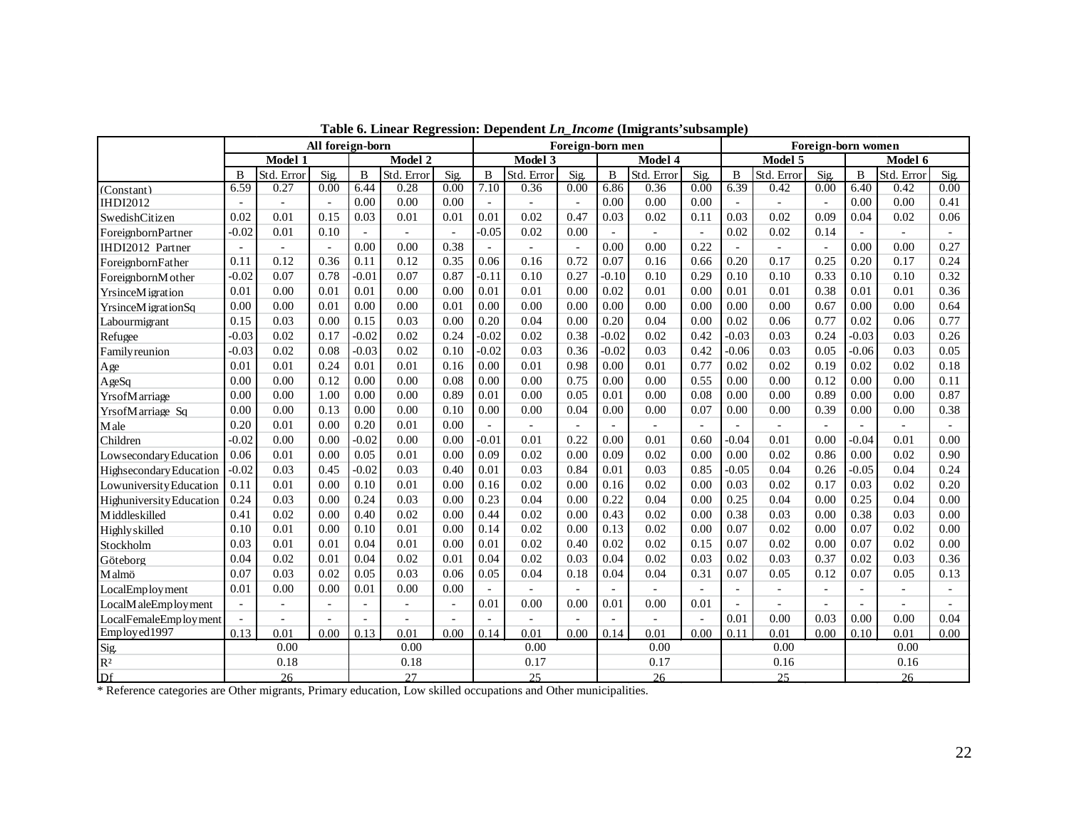**Table 6. Linear Regression: Dependent *Ln_Income* (Imigrants'subsample)**

| | All foreign-born | | | | | | Foreign-born men | | | | | | Foreign-born women | | | | | |
|---|---|---|---|---|---|---|---|---|---|---|---|---|---|---|---|---|---|---|
| | Model 1 | | | Model 2 | | | Model 3 | | | Model 4 | | | Model 5 | | | Model 6 | | |
| | B | Std. Error | Sig. | B | Std. Error | Sig. | B | Std. Error | Sig. | B | Std. Error | Sig. | B | Std. Error | Sig. | B | Std. Error | Sig. |
| (Constant) | 6.59 | 0.27 | 0.00 | 6.44 | 0.28 | 0.00 | 7.10 | 0.36 | 0.00 | 6.86 | 0.36 | 0.00 | 6.39 | 0.42 | 0.00 | 6.40 | 0.42 | 0.00 |
| IHDI2012 | - | - | - | 0.00 | 0.00 | 0.00 | - | - | - | 0.00 | 0.00 | 0.00 | - | - | - | 0.00 | 0.00 | 0.41 |
| SwedishCitizen | 0.02 | 0.01 | 0.15 | 0.03 | 0.01 | 0.01 | 0.01 | 0.02 | 0.47 | 0.03 | 0.02 | 0.11 | 0.03 | 0.02 | 0.09 | 0.04 | 0.02 | 0.06 |
| ForeignbornPartner | -0.02 | 0.01 | 0.10 | - | - | - | -0.05 | 0.02 | 0.00 | - | - | - | 0.02 | 0.02 | 0.14 | - | - | - |
| IHDI2012 Partner | - | - | - | 0.00 | 0.00 | 0.38 | - | - | - | 0.00 | 0.00 | 0.22 | - | - | - | 0.00 | 0.00 | 0.27 |
| ForeignbornFather | 0.11 | 0.12 | 0.36 | 0.11 | 0.12 | 0.35 | 0.06 | 0.16 | 0.72 | 0.07 | 0.16 | 0.66 | 0.20 | 0.17 | 0.25 | 0.20 | 0.17 | 0.24 |
| ForeignbornMother | -0.02 | 0.07 | 0.78 | -0.01 | 0.07 | 0.87 | -0.11 | 0.10 | 0.27 | -0.10 | 0.10 | 0.29 | 0.10 | 0.10 | 0.33 | 0.10 | 0.10 | 0.32 |
| YrsinceMigration | 0.01 | 0.00 | 0.01 | 0.01 | 0.00 | 0.00 | 0.01 | 0.01 | 0.00 | 0.02 | 0.01 | 0.00 | 0.01 | 0.01 | 0.38 | 0.01 | 0.01 | 0.36 |
| YrsinceMigrationSq | 0.00 | 0.00 | 0.01 | 0.00 | 0.00 | 0.01 | 0.00 | 0.00 | 0.00 | 0.00 | 0.00 | 0.00 | 0.00 | 0.00 | 0.67 | 0.00 | 0.00 | 0.64 |
| Labourmigrant | 0.15 | 0.03 | 0.00 | 0.15 | 0.03 | 0.00 | 0.20 | 0.04 | 0.00 | 0.20 | 0.04 | 0.00 | 0.02 | 0.06 | 0.77 | 0.02 | 0.06 | 0.77 |
| Refugee | -0.03 | 0.02 | 0.17 | -0.02 | 0.02 | 0.24 | -0.02 | 0.02 | 0.38 | -0.02 | 0.02 | 0.42 | -0.03 | 0.03 | 0.24 | -0.03 | 0.03 | 0.26 |
| Familyreunion | -0.03 | 0.02 | 0.08 | -0.03 | 0.02 | 0.10 | -0.02 | 0.03 | 0.36 | -0.02 | 0.03 | 0.42 | -0.06 | 0.03 | 0.05 | -0.06 | 0.03 | 0.05 |
| Age | 0.01 | 0.01 | 0.24 | 0.01 | 0.01 | 0.16 | 0.00 | 0.01 | 0.98 | 0.00 | 0.01 | 0.77 | 0.02 | 0.02 | 0.19 | 0.02 | 0.02 | 0.18 |
| AgeSq | 0.00 | 0.00 | 0.12 | 0.00 | 0.00 | 0.08 | 0.00 | 0.00 | 0.75 | 0.00 | 0.00 | 0.55 | 0.00 | 0.00 | 0.12 | 0.00 | 0.00 | 0.11 |
| YrsofMarriage | 0.00 | 0.00 | 1.00 | 0.00 | 0.00 | 0.89 | 0.01 | 0.00 | 0.05 | 0.01 | 0.00 | 0.08 | 0.00 | 0.00 | 0.89 | 0.00 | 0.00 | 0.87 |
| YrsofMarriage Sq | 0.00 | 0.00 | 0.13 | 0.00 | 0.00 | 0.10 | 0.00 | 0.00 | 0.04 | 0.00 | 0.00 | 0.07 | 0.00 | 0.00 | 0.39 | 0.00 | 0.00 | 0.38 |
| Male | 0.20 | 0.01 | 0.00 | 0.20 | 0.01 | 0.00 | - | - | - | - | - | - | - | - | - | - | - | - |
| Children | -0.02 | 0.00 | 0.00 | -0.02 | 0.00 | 0.00 | -0.01 | 0.01 | 0.22 | 0.00 | 0.01 | 0.60 | -0.04 | 0.01 | 0.00 | -0.04 | 0.01 | 0.00 |
| LowsecondaryEducation | 0.06 | 0.01 | 0.00 | 0.05 | 0.01 | 0.00 | 0.09 | 0.02 | 0.00 | 0.09 | 0.02 | 0.00 | 0.00 | 0.02 | 0.86 | 0.00 | 0.02 | 0.90 |
| HighsecondaryEducation | -0.02 | 0.03 | 0.45 | -0.02 | 0.03 | 0.40 | 0.01 | 0.03 | 0.84 | 0.01 | 0.03 | 0.85 | -0.05 | 0.04 | 0.26 | -0.05 | 0.04 | 0.24 |
| LowuniversityEducation | 0.11 | 0.01 | 0.00 | 0.10 | 0.01 | 0.00 | 0.16 | 0.02 | 0.00 | 0.16 | 0.02 | 0.00 | 0.03 | 0.02 | 0.17 | 0.03 | 0.02 | 0.20 |
| HighuniversityEducation | 0.24 | 0.03 | 0.00 | 0.24 | 0.03 | 0.00 | 0.23 | 0.04 | 0.00 | 0.22 | 0.04 | 0.00 | 0.25 | 0.04 | 0.00 | 0.25 | 0.04 | 0.00 |
| Middleskilled | 0.41 | 0.02 | 0.00 | 0.40 | 0.02 | 0.00 | 0.44 | 0.02 | 0.00 | 0.43 | 0.02 | 0.00 | 0.38 | 0.03 | 0.00 | 0.38 | 0.03 | 0.00 |
| Highlyskilled | 0.10 | 0.01 | 0.00 | 0.10 | 0.01 | 0.00 | 0.14 | 0.02 | 0.00 | 0.13 | 0.02 | 0.00 | 0.07 | 0.02 | 0.00 | 0.07 | 0.02 | 0.00 |
| Stockholm | 0.03 | 0.01 | 0.01 | 0.04 | 0.01 | 0.00 | 0.01 | 0.02 | 0.40 | 0.02 | 0.02 | 0.15 | 0.07 | 0.02 | 0.00 | 0.07 | 0.02 | 0.00 |
| Göteborg | 0.04 | 0.02 | 0.01 | 0.04 | 0.02 | 0.01 | 0.04 | 0.02 | 0.03 | 0.04 | 0.02 | 0.03 | 0.02 | 0.03 | 0.37 | 0.02 | 0.03 | 0.36 |
| Malmö | 0.07 | 0.03 | 0.02 | 0.05 | 0.03 | 0.06 | 0.05 | 0.04 | 0.18 | 0.04 | 0.04 | 0.31 | 0.07 | 0.05 | 0.12 | 0.07 | 0.05 | 0.13 |
| LocalEmployment | 0.01 | 0.00 | 0.00 | 0.01 | 0.00 | 0.00 | - | - | - | - | - | - | - | - | - | - | - | - |
| LocalMaleEmployment | - | - | - | - | - | - | 0.01 | 0.00 | 0.00 | 0.01 | 0.00 | 0.01 | - | - | - | - | - | - |
| LocalFemaleEmployment | - | - | - | - | - | - | - | - | - | - | - | - | 0.01 | 0.00 | 0.03 | 0.00 | 0.00 | 0.04 |
| Employed1997 | 0.13 | 0.01 | 0.00 | 0.13 | 0.01 | 0.00 | 0.14 | 0.01 | 0.00 | 0.14 | 0.01 | 0.00 | 0.11 | 0.01 | 0.00 | 0.10 | 0.01 | 0.00 |
| Sig. | 0.00 | | | 0.00 | | | 0.00 | | | 0.00 | | | 0.00 | | | 0.00 | | |
| $R^2$ | 0.18 | | | 0.18 | | | 0.17 | | | 0.17 | | | 0.16 | | | 0.16 | | |
| Df | 26 | | | 27 | | | 25 | | | 26 | | | 25 | | | 26 | | |

* Reference categories are Other migrants, Primary education, Low skilled occupations and Other municipalities.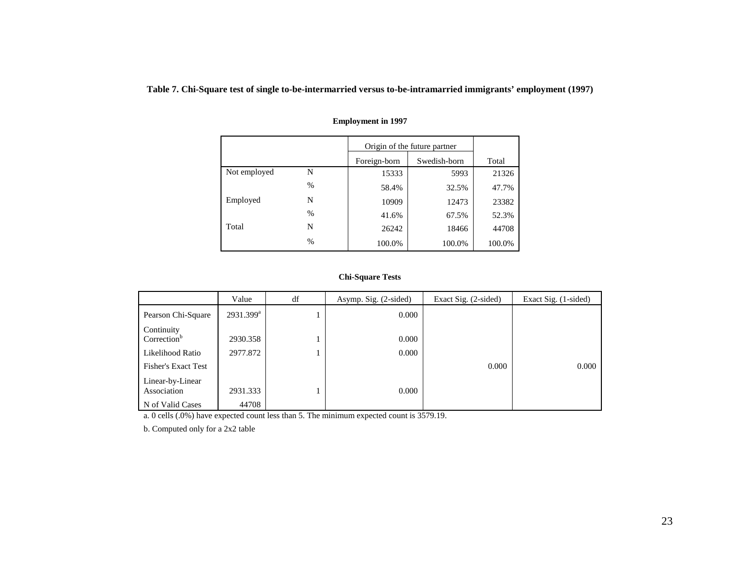**Table 7. Chi-Square test of single to-be-intermarried versus to-be-intramarried immigrants' employment (1997)**

**Employment in 1997**

| | | Origin of the future partner | | |
|---|---|---|---|---|
| | | Foreign-born | Swedish-born | Total |
| Not employed | N | 15333 | 5993 | 21326 |
| | % | 58.4% | 32.5% | 47.7% |
| Employed | N | 10909 | 12473 | 23382 |
| | % | 41.6% | 67.5% | 52.3% |
| Total | N | 26242 | 18466 | 44708 |
| | % | 100.0% | 100.0% | 100.0% |

**Chi-Square Tests**

| | Value | df | Asymp. Sig. (2-sided) | Exact Sig. (2-sided) | Exact Sig. (1-sided) |
|---|---|---|---|---|---|
| Pearson Chi-Square | 2931.399[a] | 1 | 0.000 | | |
| Continuity Correction[b] | 2930.358 | 1 | 0.000 | | |
| Likelihood Ratio | 2977.872 | 1 | 0.000 | | |
| Fisher's Exact Test | | | | 0.000 | 0.000 |
| Linear-by-Linear Association | 2931.333 | 1 | 0.000 | | |
| N of Valid Cases | 44708 | | | | |

a. 0 cells (.0%) have expected count less than 5. The minimum expected count is 3579.19.

b. Computed only for a 2x2 table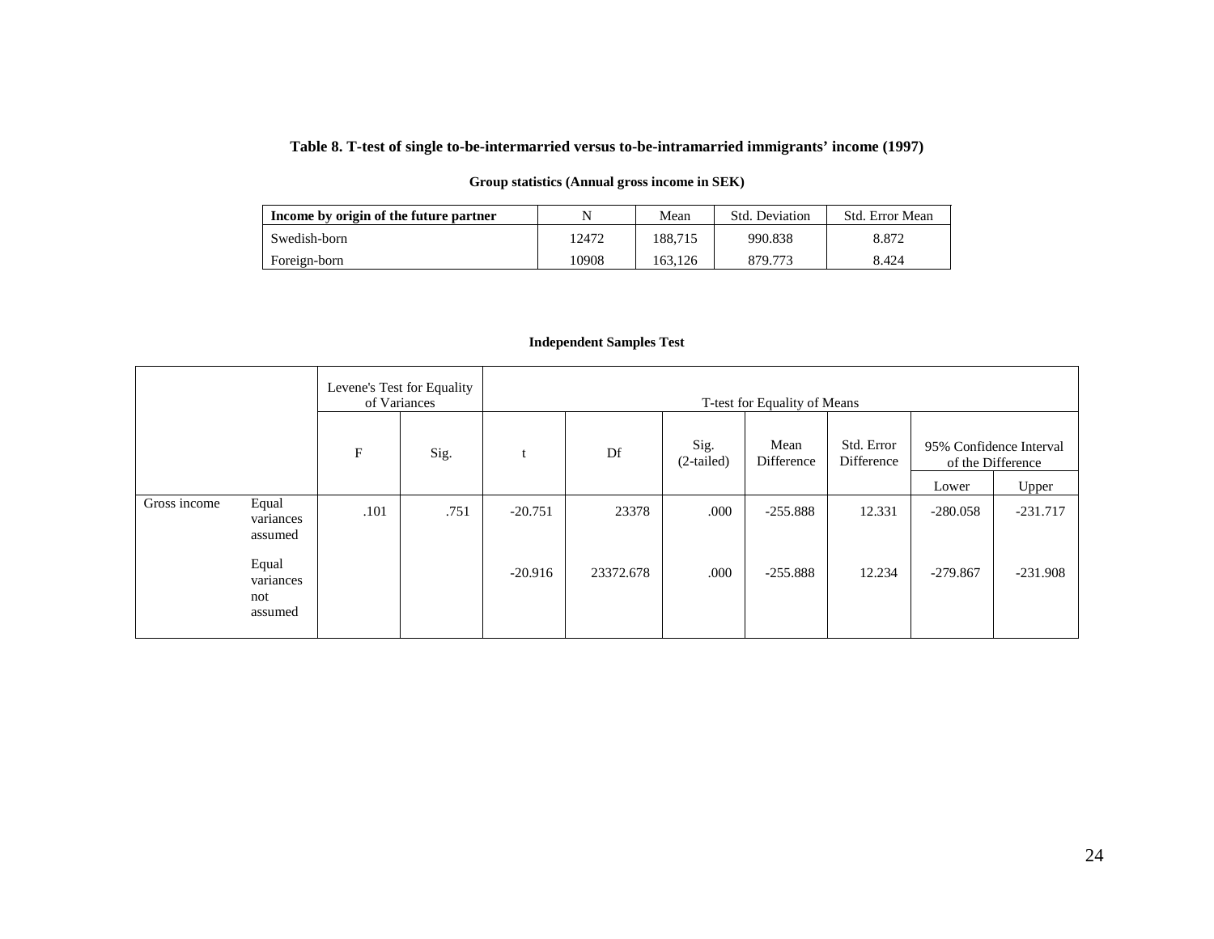**Table 8. T-test of single to-be-intermarried versus to-be-intramarried immigrants' income (1997)**

**Group statistics (Annual gross income in SEK)**

| Income by origin of the future partner | N | Mean | Std. Deviation | Std. Error Mean |
|---|---|---|---|---|
| Swedish-born | 12472 | 188,715 | 990.838 | 8.872 |
| Foreign-born | 10908 | 163,126 | 879.773 | 8.424 |

**Independent Samples Test**

| | | Levene's Test for Equality of Variances | | T-test for Equality of Means | | | | | | |
|---|---|---|---|---|---|---|---|---|---|---|
| | | F | Sig. | t | Df | Sig. (2-tailed) | Mean Difference | Std. Error Difference | 95% Confidence Interval of the Difference | |
| | | | | | | | | | Lower | Upper |
| Gross income | Equal variances assumed | .101 | .751 | -20.751 | 23378 | .000 | -255.888 | 12.331 | -280.058 | -231.717 |
| | Equal variances not assumed | | | -20.916 | 23372.678 | .000 | -255.888 | 12.234 | -279.867 | -231.908 |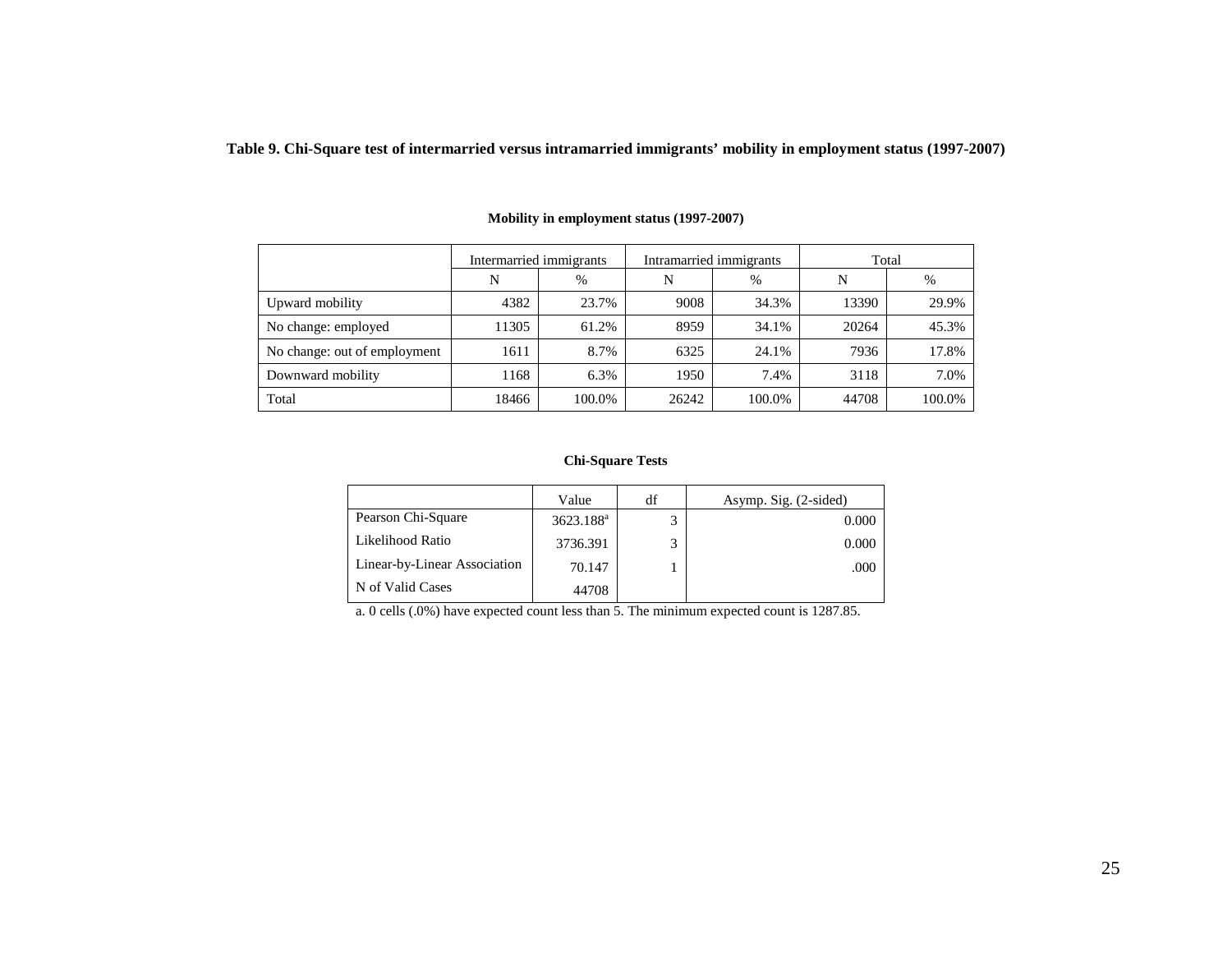**Table 9. Chi-Square test of intermarried versus intramarried immigrants' mobility in employment status (1997-2007)**

**Mobility in employment status (1997-2007)**

| | Intermarried immigrants | | Intramarried immigrants | | Total | |
|---|---|---|---|---|---|---|
| | N | % | N | % | N | % |
| Upward mobility | 4382 | 23.7% | 9008 | 34.3% | 13390 | 29.9% |
| No change: employed | 11305 | 61.2% | 8959 | 34.1% | 20264 | 45.3% |
| No change: out of employment | 1611 | 8.7% | 6325 | 24.1% | 7936 | 17.8% |
| Downward mobility | 1168 | 6.3% | 1950 | 7.4% | 3118 | 7.0% |
| Total | 18466 | 100.0% | 26242 | 100.0% | 44708 | 100.0% |

**Chi-Square Tests**

| | Value | df | Asymp. Sig. (2-sided) |
|---|---|---|---|
| Pearson Chi-Square | 3623.188[a] | 3 | 0.000 |
| Likelihood Ratio | 3736.391 | 3 | 0.000 |
| Linear-by-Linear Association | 70.147 | 1 | .000 |
| N of Valid Cases | 44708 | | |

a. 0 cells (.0%) have expected count less than 5. The minimum expected count is 1287.85.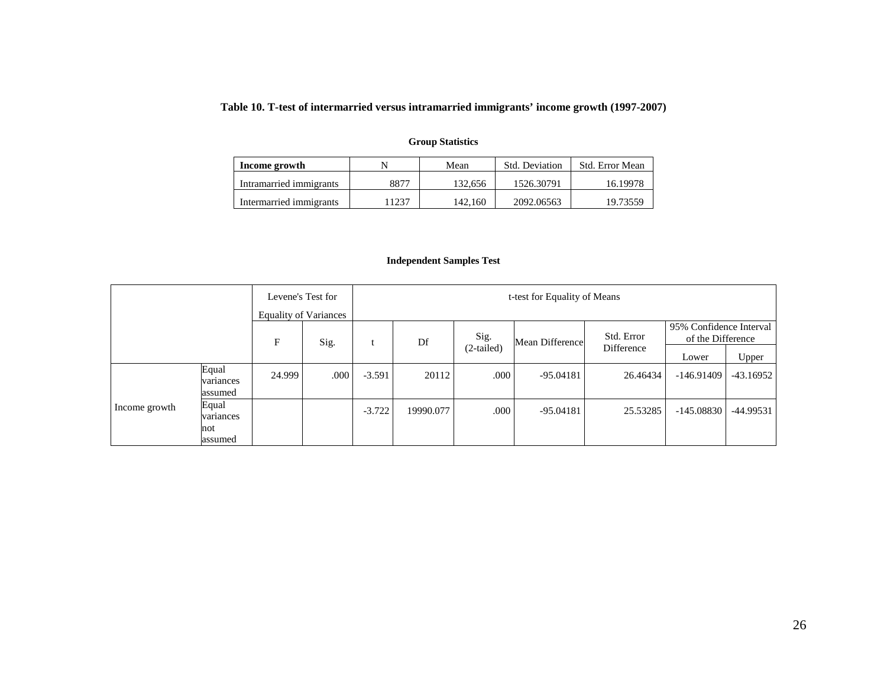**Table 10. T-test of intermarried versus intramarried immigrants' income growth (1997-2007)**

**Group Statistics**

| **Income growth** | N | Mean | Std. Deviation | Std. Error Mean |
|---|---|---|---|---|
| Intramarried immigrants | 8877 | 132,656 | 1526.30791 | 16.19978 |
| Intermarried immigrants | 11237 | 142,160 | 2092.06563 | 19.73559 |

**Independent Samples Test**

| | | Levene's Test for Equality of Variances | | t-test for Equality of Means | | | | | | |
|---|---|---|---|---|---|---|---|---|---|---|
| | | F | Sig. | t | Df | Sig. (2-tailed) | Mean Difference | Std. Error Difference | 95% Confidence Interval of the Difference | |
| | | | | | | | | | Lower | Upper |
| Income growth | Equal variances assumed | 24.999 | .000 | -3.591 | 20112 | .000 | -95.04181 | 26.46434 | -146.91409 | -43.16952 |
| | Equal variances not assumed | | | -3.722 | 19990.077 | .000 | -95.04181 | 25.53285 | -145.08830 | -44.99531 |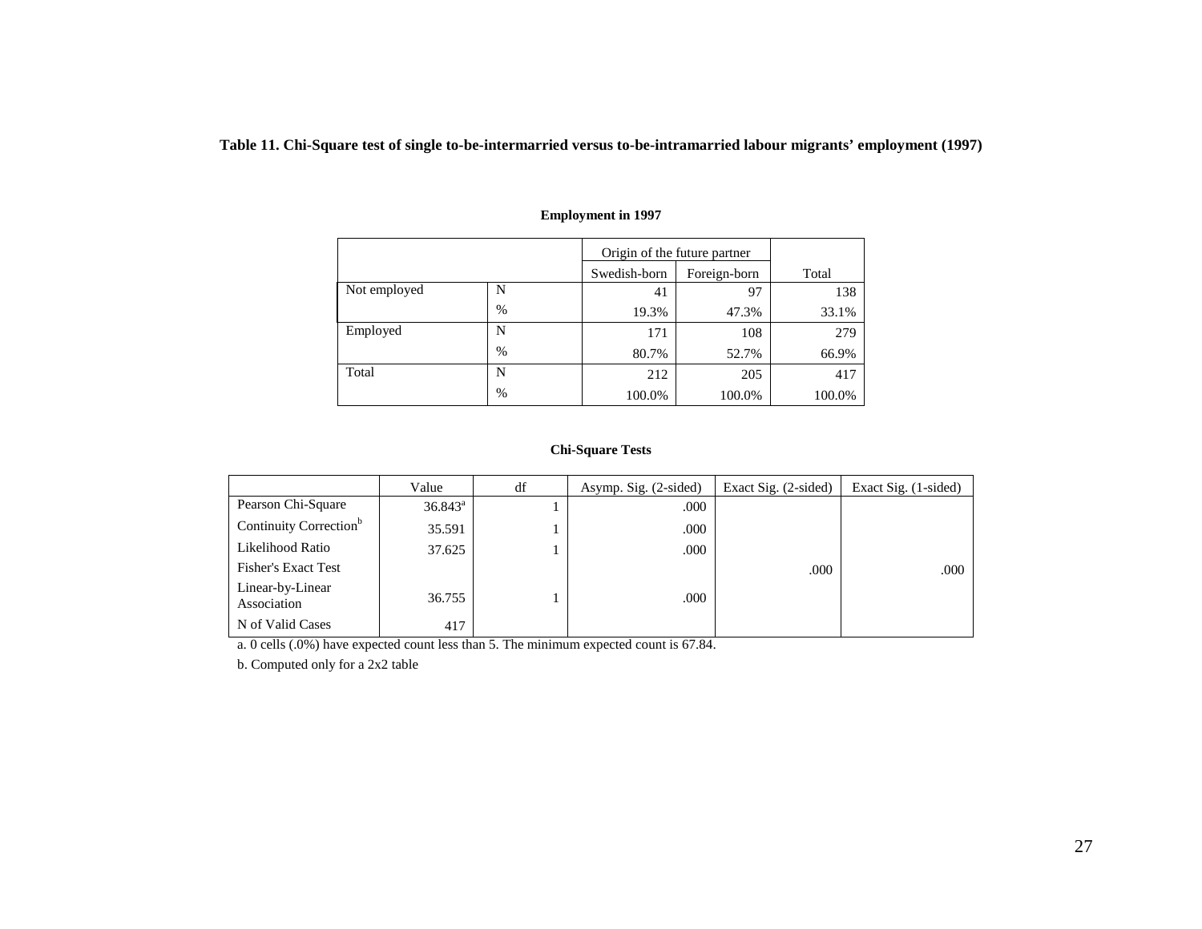**Table 11. Chi-Square test of single to-be-intermarried versus to-be-intramarried labour migrants' employment (1997)**

**Employment in 1997**

| | | Origin of the future partner | | |
|---|---|---|---|---|
| | | Swedish-born | Foreign-born | Total |
| Not employed | N | 41 | 97 | 138 |
| | % | 19.3% | 47.3% | 33.1% |
| Employed | N | 171 | 108 | 279 |
| | % | 80.7% | 52.7% | 66.9% |
| Total | N | 212 | 205 | 417 |
| | % | 100.0% | 100.0% | 100.0% |

**Chi-Square Tests**

| | Value | df | Asymp. Sig. (2-sided) | Exact Sig. (2-sided) | Exact Sig. (1-sided) |
|---|---|---|---|---|---|
| Pearson Chi-Square | 36.843[a] | 1 | .000 | | |
| Continuity Correction[b] | 35.591 | 1 | .000 | | |
| Likelihood Ratio | 37.625 | 1 | .000 | | |
| Fisher's Exact Test | | | | .000 | .000 |
| Linear-by-Linear Association | 36.755 | 1 | .000 | | |
| N of Valid Cases | 417 | | | | |

a. 0 cells (.0%) have expected count less than 5. The minimum expected count is 67.84.

b. Computed only for a 2x2 table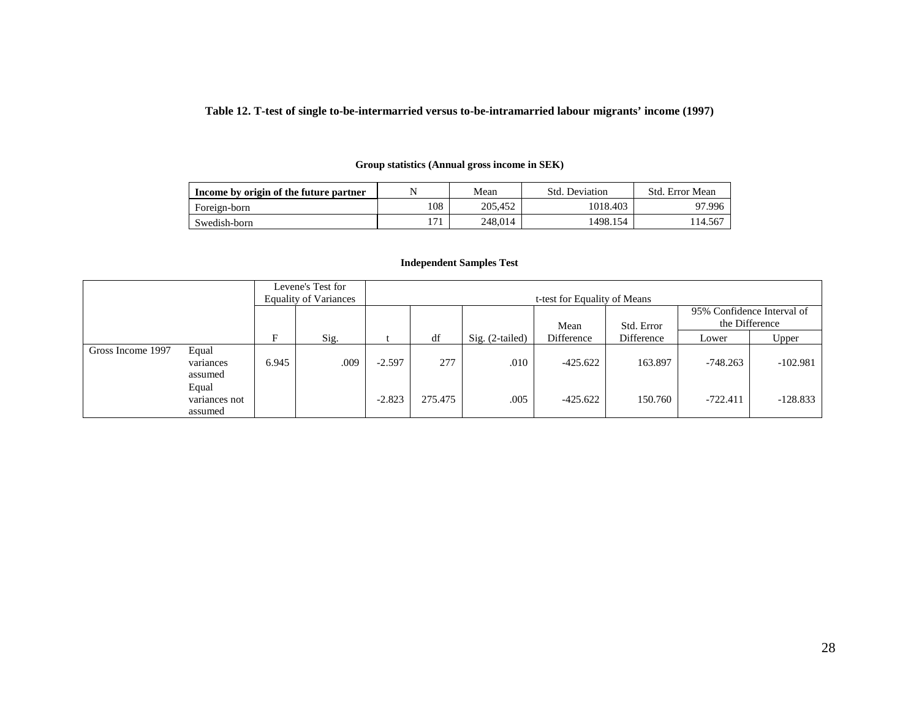**Table 12. T-test of single to-be-intermarried versus to-be-intramarried labour migrants' income (1997)**

**Group statistics (Annual gross income in SEK)**

| Income by origin of the future partner | N | Mean | Std. Deviation | Std. Error Mean |
|---|---|---|---|---|
| Foreign-born | 108 | 205,452 | 1018.403 | 97.996 |
| Swedish-born | 171 | 248,014 | 1498.154 | 114.567 |

**Independent Samples Test**

| | | Levene's Test for Equality of Variances | | t-test for Equality of Means | | | | | | |
|---|---|---|---|---|---|---|---|---|---|---|
| | | | | | | | | | 95% Confidence Interval of the Difference | |
| | | F | Sig. | t | df | Sig. (2-tailed) | Mean Difference | Std. Error Difference | Lower | Upper |
| Gross Income 1997 | Equal variances assumed | 6.945 | .009 | -2.597 | 277 | .010 | -425.622 | 163.897 | -748.263 | -102.981 |
| | Equal variances not assumed | | | -2.823 | 275.475 | .005 | -425.622 | 150.760 | -722.411 | -128.833 |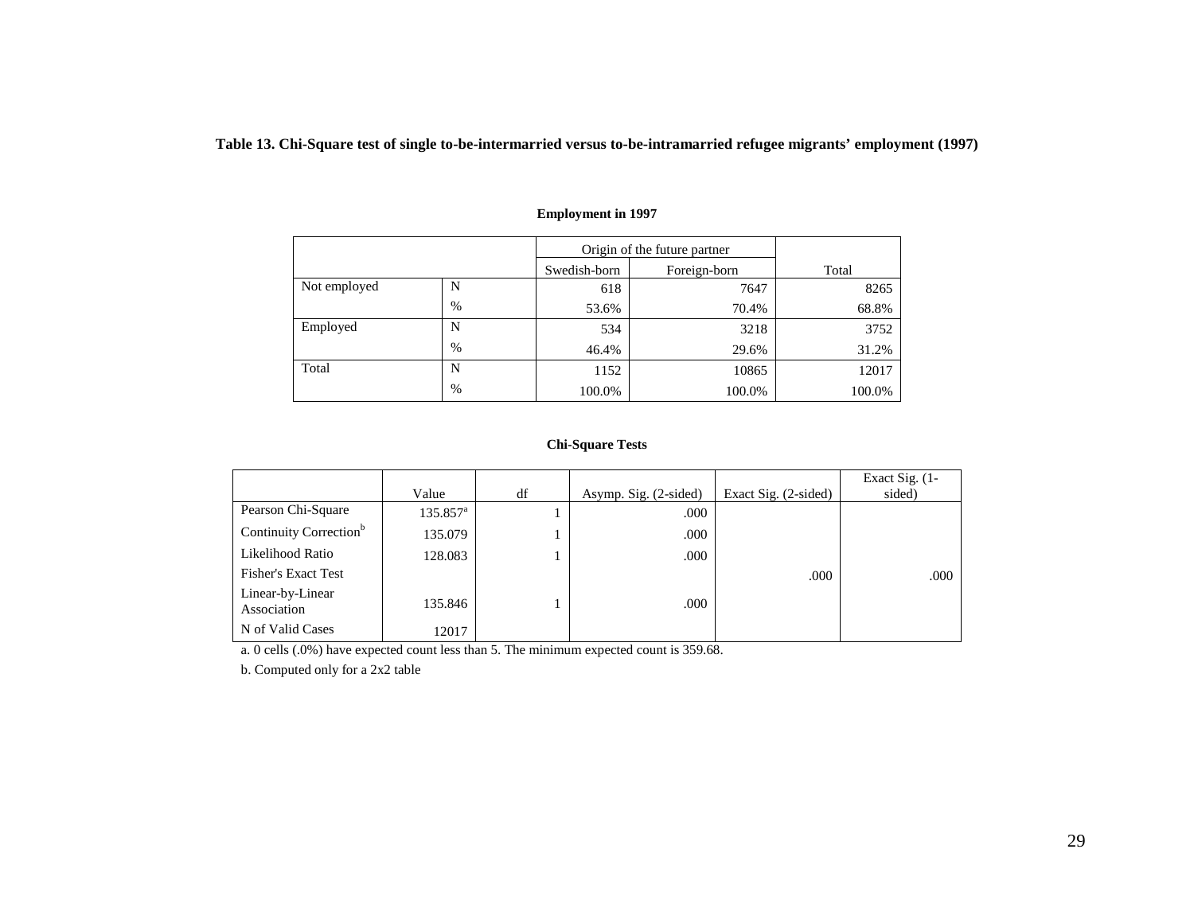**Table 13. Chi-Square test of single to-be-intermarried versus to-be-intramarried refugee migrants' employment (1997)**

**Employment in 1997**

| | | Origin of the future partner | | Total |
|---|---|---|---|---|
| | | Swedish-born | Foreign-born | |
| Not employed | N | 618 | 7647 | 8265 |
| | % | 53.6% | 70.4% | 68.8% |
| Employed | N | 534 | 3218 | 3752 |
| | % | 46.4% | 29.6% | 31.2% |
| Total | N | 1152 | 10865 | 12017 |
| | % | 100.0% | 100.0% | 100.0% |

**Chi-Square Tests**

| | Value | df | Asymp. Sig. (2-sided) | Exact Sig. (2-sided) | Exact Sig. (1-sided) |
|---|---|---|---|---|---|
| Pearson Chi-Square | 135.857[a] | 1 | .000 | | |
| Continuity Correction[b] | 135.079 | 1 | .000 | | |
| Likelihood Ratio | 128.083 | 1 | .000 | | |
| Fisher's Exact Test | | | | .000 | .000 |
| Linear-by-Linear Association | 135.846 | 1 | .000 | | |
| N of Valid Cases | 12017 | | | | |

a. 0 cells (.0%) have expected count less than 5. The minimum expected count is 359.68.

b. Computed only for a 2x2 table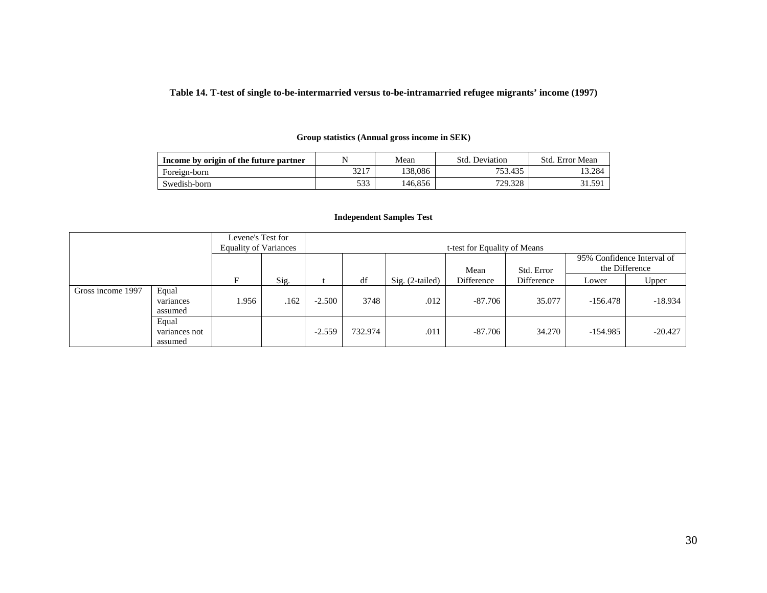**Table 14. T-test of single to-be-intermarried versus to-be-intramarried refugee migrants' income (1997)**

**Group statistics (Annual gross income in SEK)**

| Income by origin of the future partner | N | Mean | Std. Deviation | Std. Error Mean |
|---|---|---|---|---|
| Foreign-born | 3217 | 138,086 | 753.435 | 13.284 |
| Swedish-born | 533 | 146,856 | 729.328 | 31.591 |

**Independent Samples Test**

| | | Levene's Test for Equality of Variances | | t-test for Equality of Means | | | | | | |
|---|---|---|---|---|---|---|---|---|---|---|
| | | | | | | | | | 95% Confidence Interval of the Difference | |
| | | F | Sig. | t | df | Sig. (2-tailed) | Mean Difference | Std. Error Difference | Lower | Upper |
| Gross income 1997 | Equal variances assumed | 1.956 | .162 | -2.500 | 3748 | .012 | -87.706 | 35.077 | -156.478 | -18.934 |
| | Equal variances not assumed | | | -2.559 | 732.974 | .011 | -87.706 | 34.270 | -154.985 | -20.427 |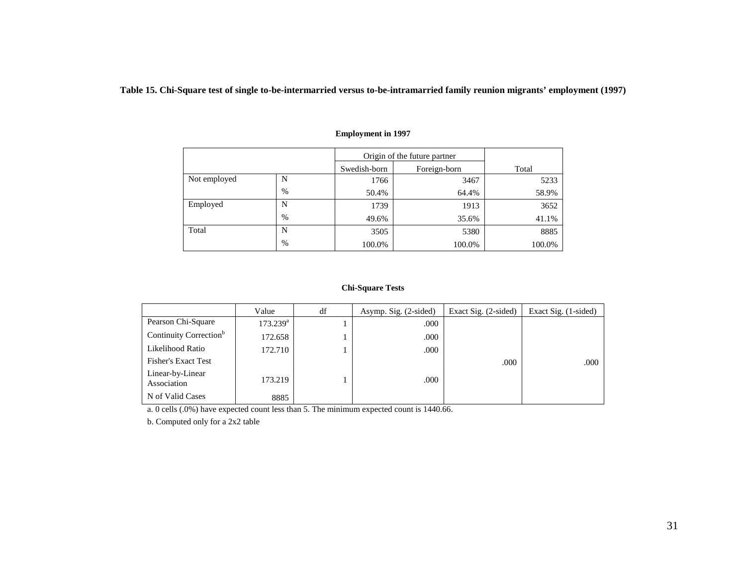**Table 15. Chi-Square test of single to-be-intermarried versus to-be-intramarried family reunion migrants' employment (1997)**

**Employment in 1997**

| | | Origin of the future partner | | Total |
|---|---|---|---|---|
| | | Swedish-born | Foreign-born | |
| Not employed | N | 1766 | 3467 | 5233 |
| | % | 50.4% | 64.4% | 58.9% |
| Employed | N | 1739 | 1913 | 3652 |
| | % | 49.6% | 35.6% | 41.1% |
| Total | N | 3505 | 5380 | 8885 |
| | % | 100.0% | 100.0% | 100.0% |

**Chi-Square Tests**

| | Value | df | Asymp. Sig. (2-sided) | Exact Sig. (2-sided) | Exact Sig. (1-sided) |
|---|---|---|---|---|---|
| Pearson Chi-Square | 173.239[a] | 1 | .000 | | |
| Continuity Correction[b] | 172.658 | 1 | .000 | | |
| Likelihood Ratio | 172.710 | 1 | .000 | | |
| Fisher's Exact Test | | | | .000 | .000 |
| Linear-by-Linear Association | 173.219 | 1 | .000 | | |
| N of Valid Cases | 8885 | | | | |

a. 0 cells (.0%) have expected count less than 5. The minimum expected count is 1440.66.

b. Computed only for a 2x2 table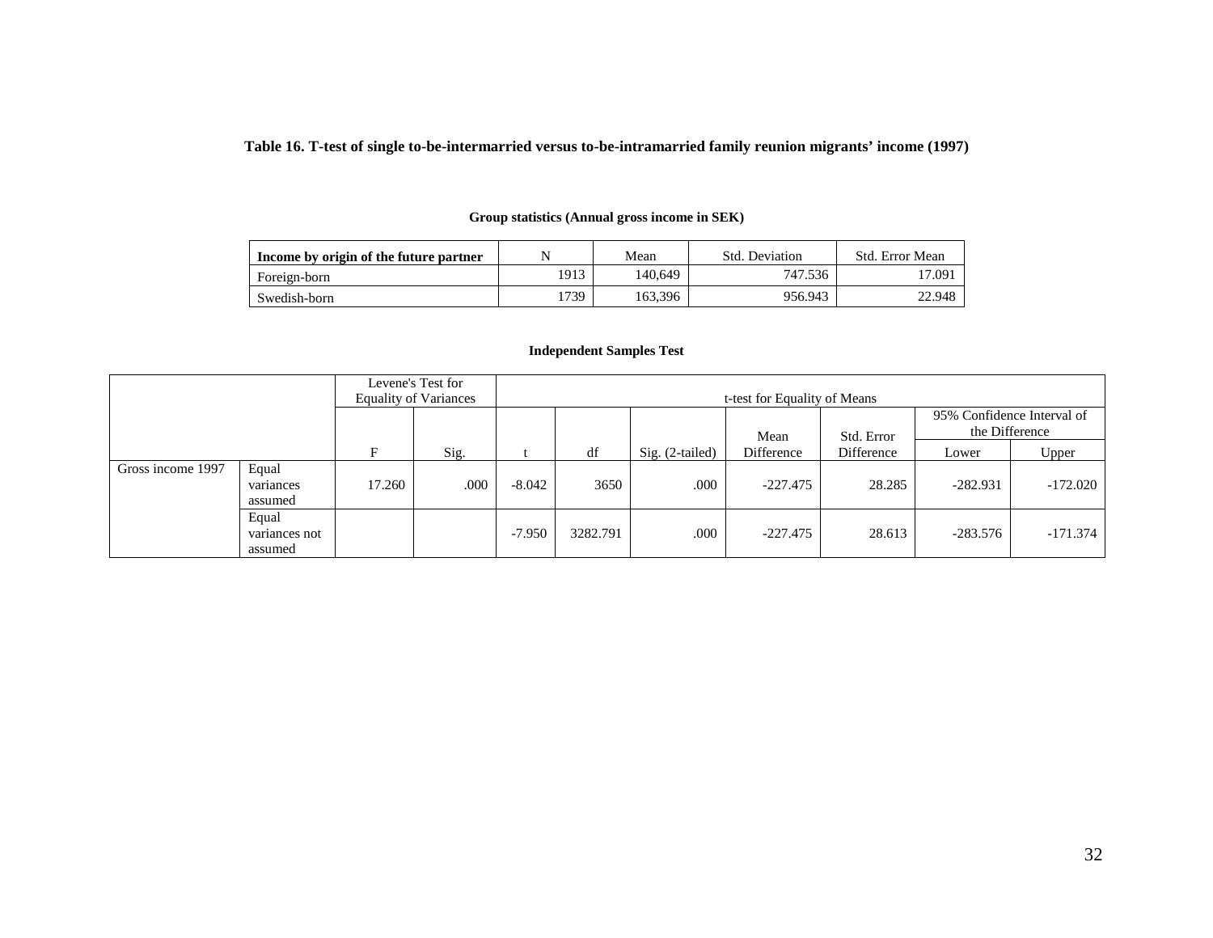**Table 16. T-test of single to-be-intermarried versus to-be-intramarried family reunion migrants' income (1997)**

**Group statistics (Annual gross income in SEK)**

| Income by origin of the future partner | N | Mean | Std. Deviation | Std. Error Mean |
|---|---|---|---|---|
| Foreign-born | 1913 | 140,649 | 747.536 | 17.091 |
| Swedish-born | 1739 | 163,396 | 956.943 | 22.948 |

**Independent Samples Test**

| | | Levene's Test for Equality of Variances | | t-test for Equality of Means | | | | | | |
|---|---|---|---|---|---|---|---|---|---|---|
| | | | | | | | | | 95% Confidence Interval of the Difference | |
| | | F | Sig. | t | df | Sig. (2-tailed) | Mean Difference | Std. Error Difference | Lower | Upper |
| Gross income 1997 | Equal variances assumed | 17.260 | .000 | -8.042 | 3650 | .000 | -227.475 | 28.285 | -282.931 | -172.020 |
| | Equal variances not assumed | | | -7.950 | 3282.791 | .000 | -227.475 | 28.613 | -283.576 | -171.374 |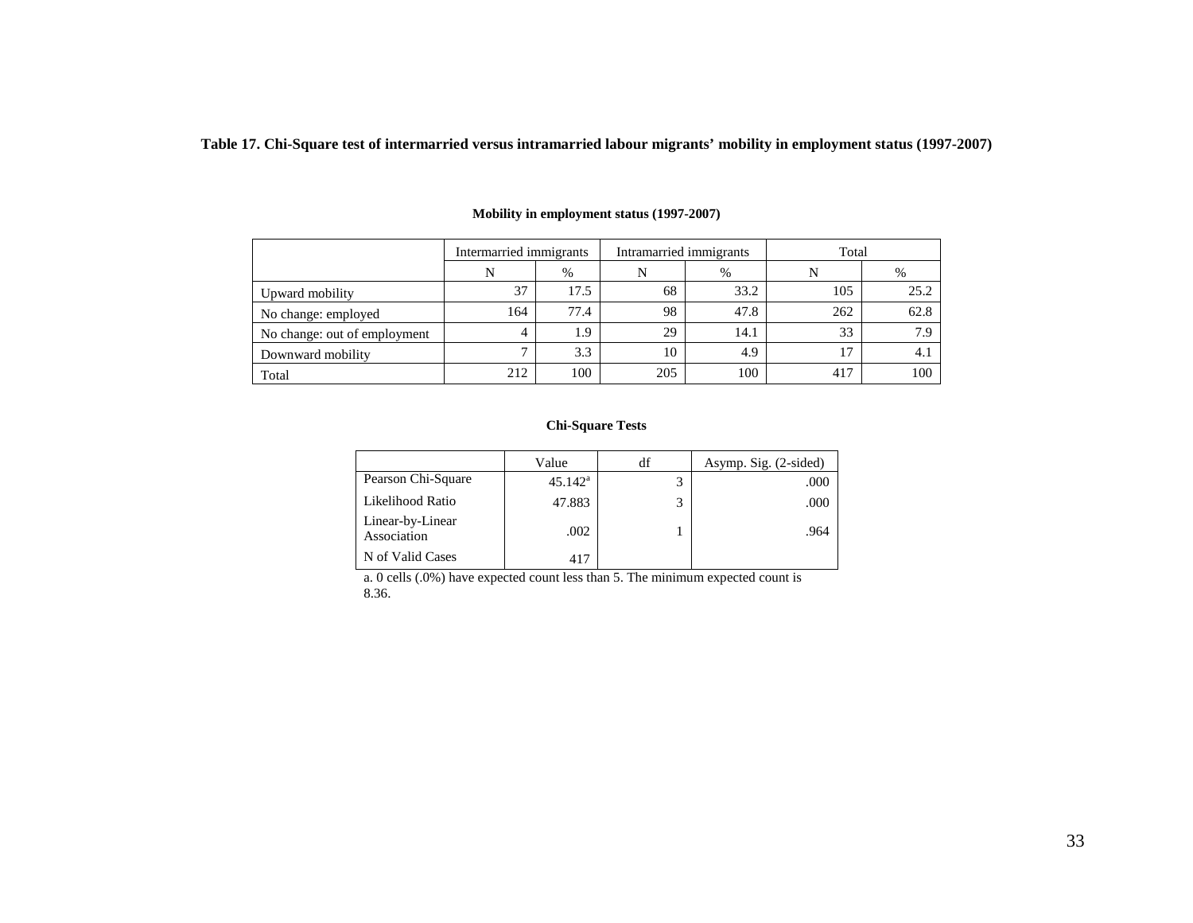**Table 17. Chi-Square test of intermarried versus intramarried labour migrants' mobility in employment status (1997-2007)**

**Mobility in employment status (1997-2007)**

| | Intermarried immigrants | | Intramarried immigrants | | Total | |
|---|---|---|---|---|---|---|
| | N | % | N | % | N | % |
| Upward mobility | 37 | 17.5 | 68 | 33.2 | 105 | 25.2 |
| No change: employed | 164 | 77.4 | 98 | 47.8 | 262 | 62.8 |
| No change: out of employment | 4 | 1.9 | 29 | 14.1 | 33 | 7.9 |
| Downward mobility | 7 | 3.3 | 10 | 4.9 | 17 | 4.1 |
| Total | 212 | 100 | 205 | 100 | 417 | 100 |

**Chi-Square Tests**

| | Value | df | Asymp. Sig. (2-sided) |
|---|---|---|---|
| Pearson Chi-Square | 45.142[a] | 3 | .000 |
| Likelihood Ratio | 47.883 | 3 | .000 |
| Linear-by-Linear Association | .002 | 1 | .964 |
| N of Valid Cases | 417 | | |

a. 0 cells (.0%) have expected count less than 5. The minimum expected count is 8.36.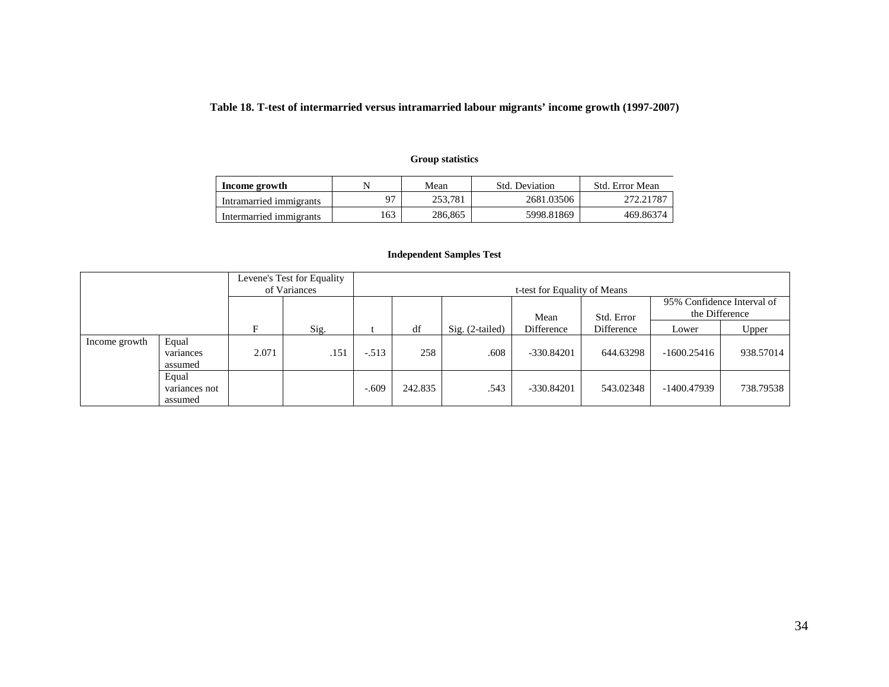**Table 18. T-test of intermarried versus intramarried labour migrants' income growth (1997-2007)**

**Group statistics**

| **Income growth** | N | Mean | Std. Deviation | Std. Error Mean |
|---|---|---|---|---|
| Intramarried immigrants | 97 | 253,781 | 2681.03506 | 272.21787 |
| Intermarried immigrants | 163 | 286,865 | 5998.81869 | 469.86374 |

**Independent Samples Test**

| | | Levene's Test for Equality of Variances | | t-test for Equality of Means | | | | | | |
|---|---|---|---|---|---|---|---|---|---|---|
| | | | | | | | | | 95% Confidence Interval of the Difference | |
| | | F | Sig. | t | df | Sig. (2-tailed) | Mean Difference | Std. Error Difference | Lower | Upper |
| Income growth | Equal variances assumed | 2.071 | .151 | -.513 | 258 | .608 | -330.84201 | 644.63298 | -1600.25416 | 938.57014 |
| | Equal variances not assumed | | | -.609 | 242.835 | .543 | -330.84201 | 543.02348 | -1400.47939 | 738.79538 |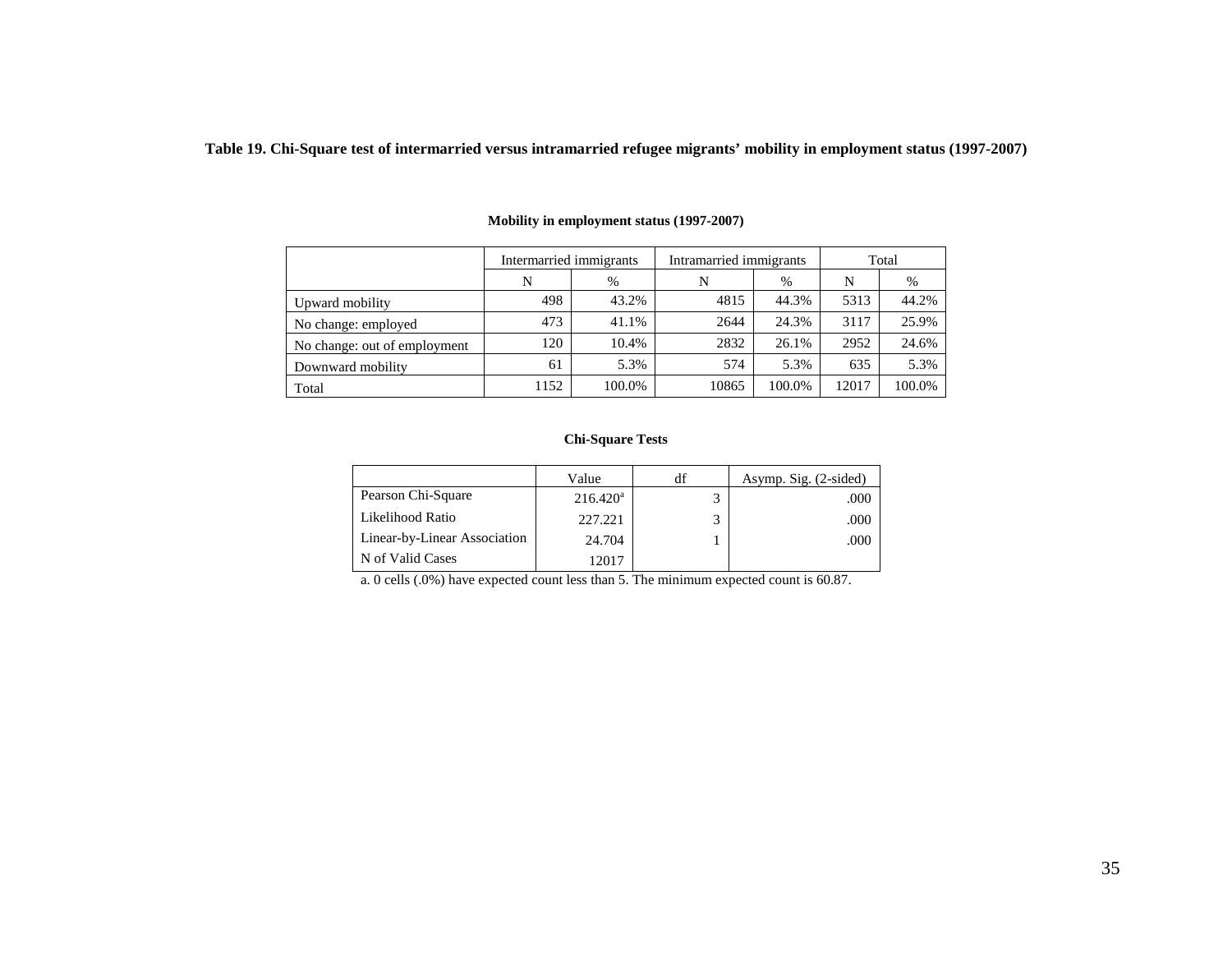**Table 19. Chi-Square test of intermarried versus intramarried refugee migrants' mobility in employment status (1997-2007)**

**Mobility in employment status (1997-2007)**

| | Intermarried immigrants | | Intramarried immigrants | | Total | |
|---|---|---|---|---|---|---|
| | N | % | N | % | N | % |
| Upward mobility | 498 | 43.2% | 4815 | 44.3% | 5313 | 44.2% |
| No change: employed | 473 | 41.1% | 2644 | 24.3% | 3117 | 25.9% |
| No change: out of employment | 120 | 10.4% | 2832 | 26.1% | 2952 | 24.6% |
| Downward mobility | 61 | 5.3% | 574 | 5.3% | 635 | 5.3% |
| Total | 1152 | 100.0% | 10865 | 100.0% | 12017 | 100.0% |

**Chi-Square Tests**

| | Value | df | Asymp. Sig. (2-sided) |
|---|---|---|---|
| Pearson Chi-Square | 216.420[a] | 3 | .000 |
| Likelihood Ratio | 227.221 | 3 | .000 |
| Linear-by-Linear Association | 24.704 | 1 | .000 |
| N of Valid Cases | 12017 | | |

a. 0 cells (.0%) have expected count less than 5. The minimum expected count is 60.87.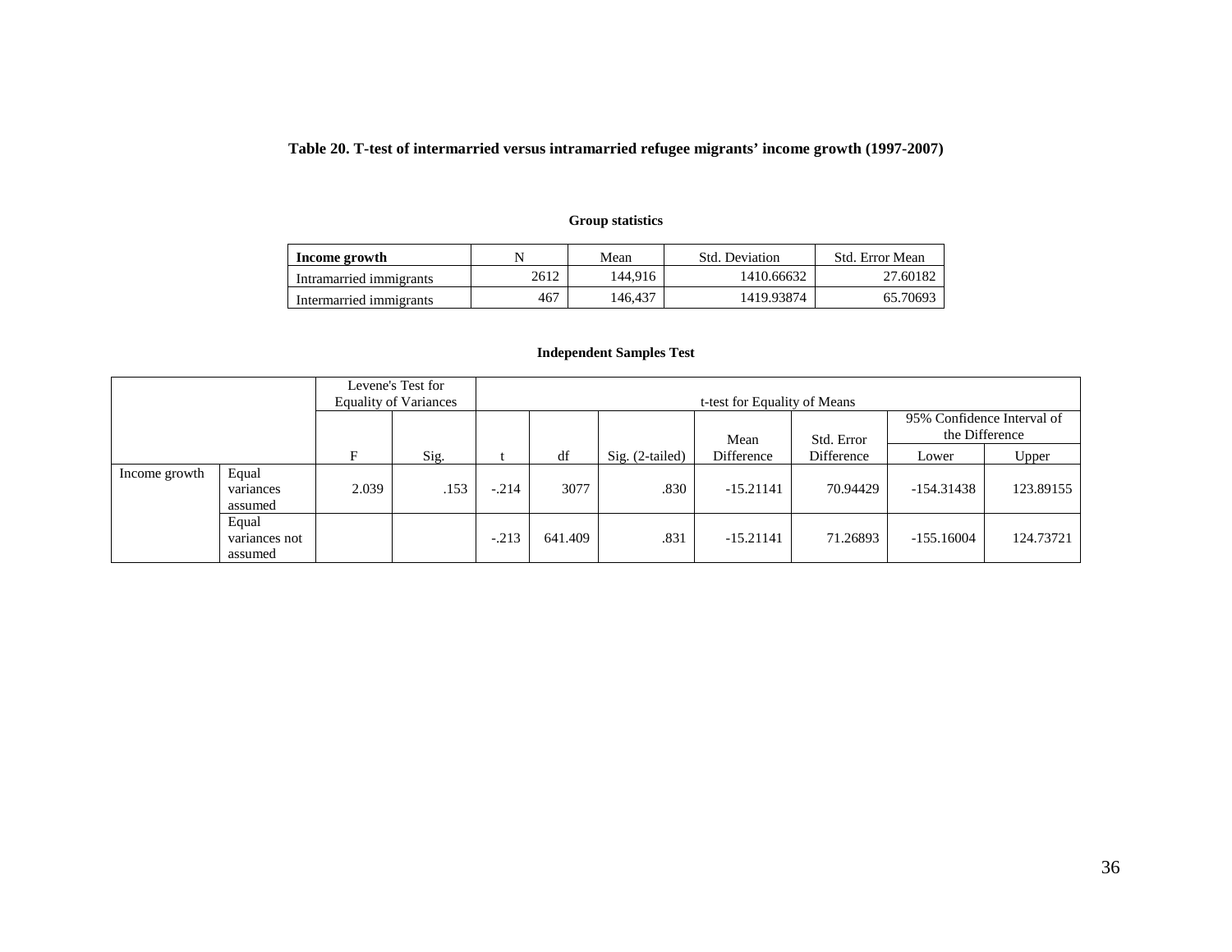**Table 20. T-test of intermarried versus intramarried refugee migrants' income growth (1997-2007)**

**Group statistics**

| **Income growth** | N | Mean | Std. Deviation | Std. Error Mean |
|---|---|---|---|---|
| Intramarried immigrants | 2612 | 144,916 | 1410.66632 | 27.60182 |
| Intermarried immigrants | 467 | 146,437 | 1419.93874 | 65.70693 |

**Independent Samples Test**

| | | Levene's Test for Equality of Variances | | t-test for Equality of Means | | | | | | |
|---|---|---|---|---|---|---|---|---|---|---|
| | | | | | | | | | 95% Confidence Interval of the Difference | |
| | | F | Sig. | t | df | Sig. (2-tailed) | Mean Difference | Std. Error Difference | Lower | Upper |
| Income growth | Equal variances assumed | 2.039 | .153 | -.214 | 3077 | .830 | -15.21141 | 70.94429 | -154.31438 | 123.89155 |
| | Equal variances not assumed | | | -.213 | 641.409 | .831 | -15.21141 | 71.26893 | -155.16004 | 124.73721 |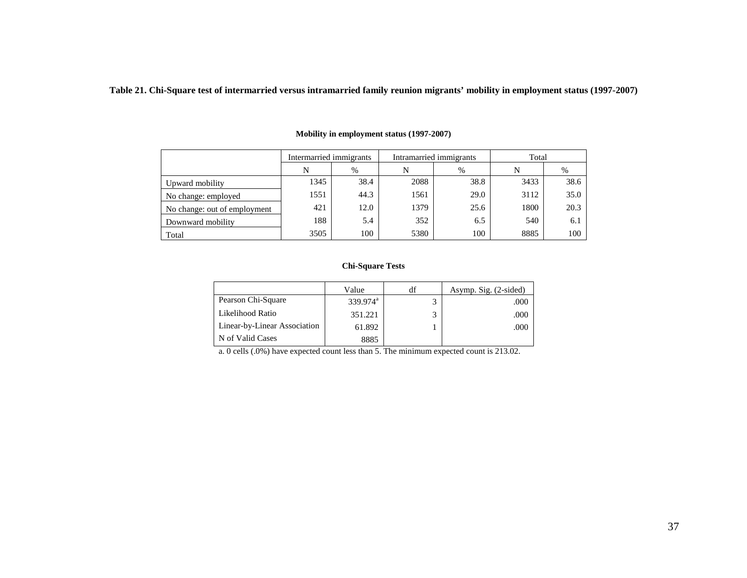**Table 21. Chi-Square test of intermarried versus intramarried family reunion migrants' mobility in employment status (1997-2007)**

**Mobility in employment status (1997-2007)**

| | Intermarried immigrants | | Intramarried immigrants | | Total | |
|---|---|---|---|---|---|---|
| | N | % | N | % | N | % |
| Upward mobility | 1345 | 38.4 | 2088 | 38.8 | 3433 | 38.6 |
| No change: employed | 1551 | 44.3 | 1561 | 29.0 | 3112 | 35.0 |
| No change: out of employment | 421 | 12.0 | 1379 | 25.6 | 1800 | 20.3 |
| Downward mobility | 188 | 5.4 | 352 | 6.5 | 540 | 6.1 |
| Total | 3505 | 100 | 5380 | 100 | 8885 | 100 |

**Chi-Square Tests**

| | Value | df | Asymp. Sig. (2-sided) |
|---|---|---|---|
| Pearson Chi-Square | 339.974[a] | 3 | .000 |
| Likelihood Ratio | 351.221 | 3 | .000 |
| Linear-by-Linear Association | 61.892 | 1 | .000 |
| N of Valid Cases | 8885 | | |

a. 0 cells (.0%) have expected count less than 5. The minimum expected count is 213.02.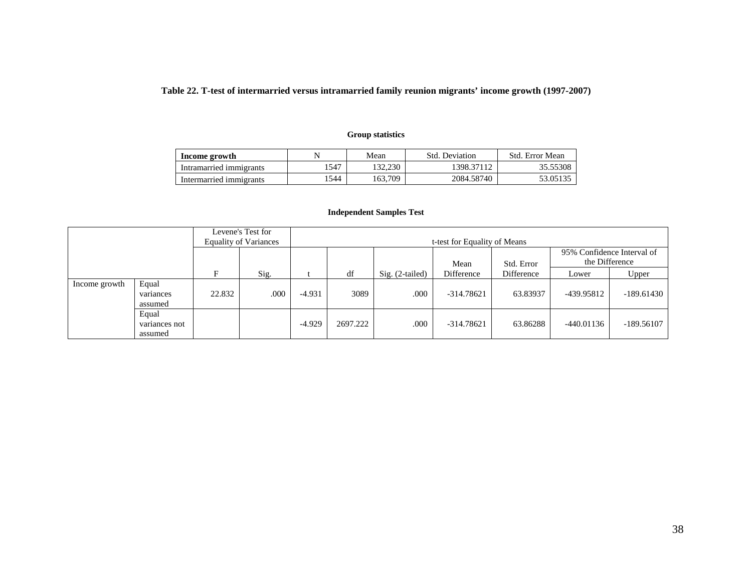**Table 22. T-test of intermarried versus intramarried family reunion migrants' income growth (1997-2007)**

**Group statistics**

| **Income growth** | N | Mean | Std. Deviation | Std. Error Mean |
|---|---|---|---|---|
| Intramarried immigrants | 1547 | 132,230 | 1398.37112 | 35.55308 |
| Intermarried immigrants | 1544 | 163,709 | 2084.58740 | 53.05135 |

**Independent Samples Test**

| | | Levene's Test for Equality of Variances | | t-test for Equality of Means | | | | | | |
|---|---|---|---|---|---|---|---|---|---|---|
| | | | | | | | | | 95% Confidence Interval of the Difference | |
| | | F | Sig. | t | df | Sig. (2-tailed) | Mean Difference | Std. Error Difference | Lower | Upper |
| Income growth | Equal variances assumed | 22.832 | .000 | -4.931 | 3089 | .000 | -314.78621 | 63.83937 | -439.95812 | -189.61430 |
| | Equal variances not assumed | | | -4.929 | 2697.222 | .000 | -314.78621 | 63.86288 | -440.01136 | -189.56107 |